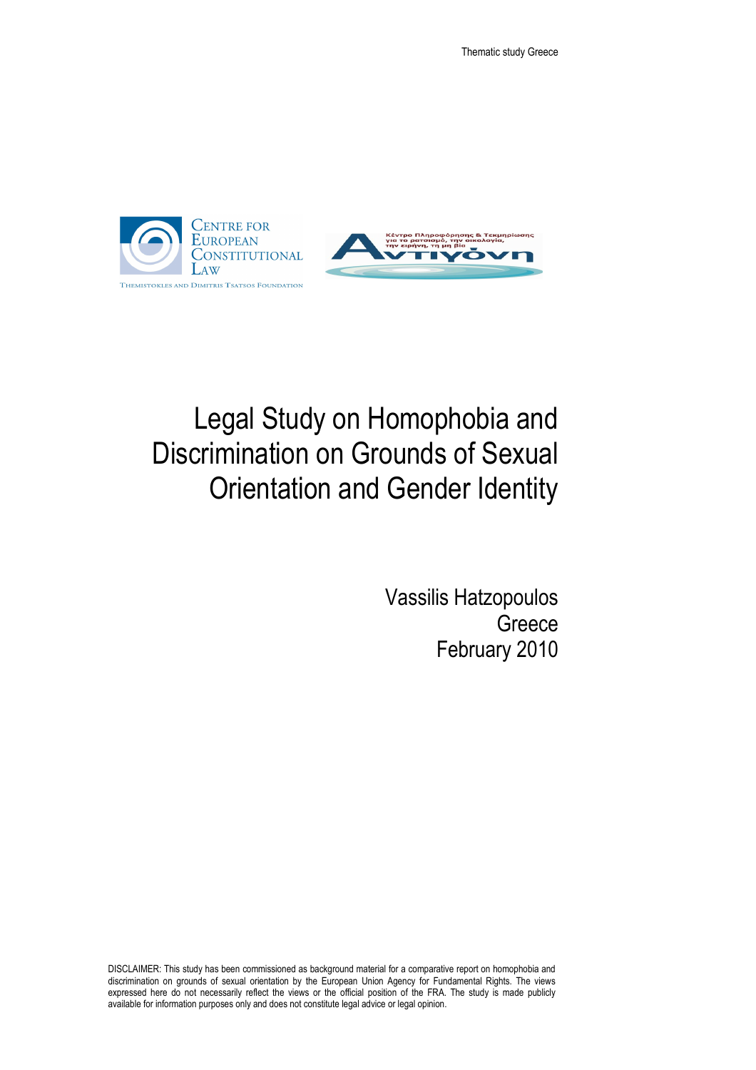Centre for European Constitutional Law

Themistokles and Dimitris Tsatsos Foundation

Κέντρο Πληροφόρησης & Τεκμηρίωσης για το ρατσισμό, την οικολογία, την ειρήνη, τη μη βία

Αντιγόνη

# Legal Study on Homophobia and Discrimination on Grounds of Sexual Orientation and Gender Identity

Vassilis Hatzopoulos

Greece

February 2010

DISCLAIMER: This study has been commissioned as background material for a comparative report on homophobia and discrimination on grounds of sexual orientation by the European Union Agency for Fundamental Rights. The views expressed here do not necessarily reflect the views or the official position of the FRA. The study is made publicly available for information purposes only and does not constitute legal advice or legal opinion.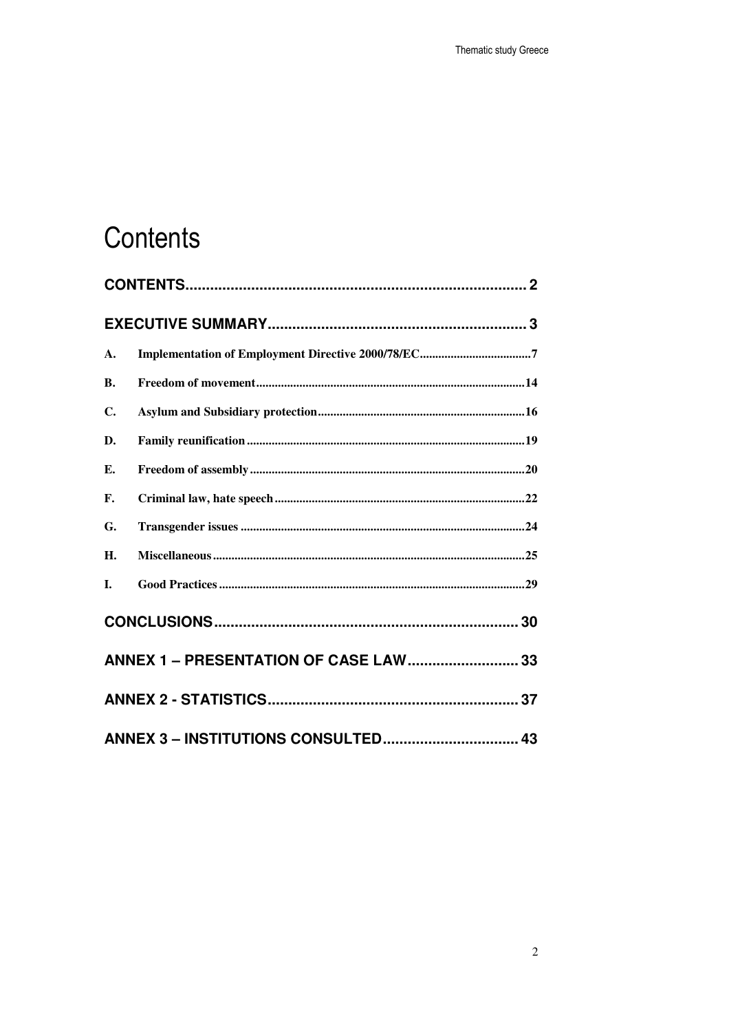# Contents

CONTENTS .................................................................................... 2

EXECUTIVE SUMMARY ............................................................... 3

A. Implementation of Employment Directive 2000/78/EC ....................................7

B. Freedom of movement ......................................................................................14

C. Asylum and Subsidiary protection ...................................................................16

D. Family reunification .........................................................................................19

E. Freedom of assembly ........................................................................................20

F. Criminal law, hate speech .................................................................................22

G. Transgender issues ...........................................................................................24

H. Miscellaneous ....................................................................................................25

I. Good Practices ..................................................................................................29

CONCLUSIONS ........................................................................... 30

ANNEX 1 – PRESENTATION OF CASE LAW ........................... 33

ANNEX 2 - STATISTICS ............................................................. 37

ANNEX 3 – INSTITUTIONS CONSULTED ................................. 43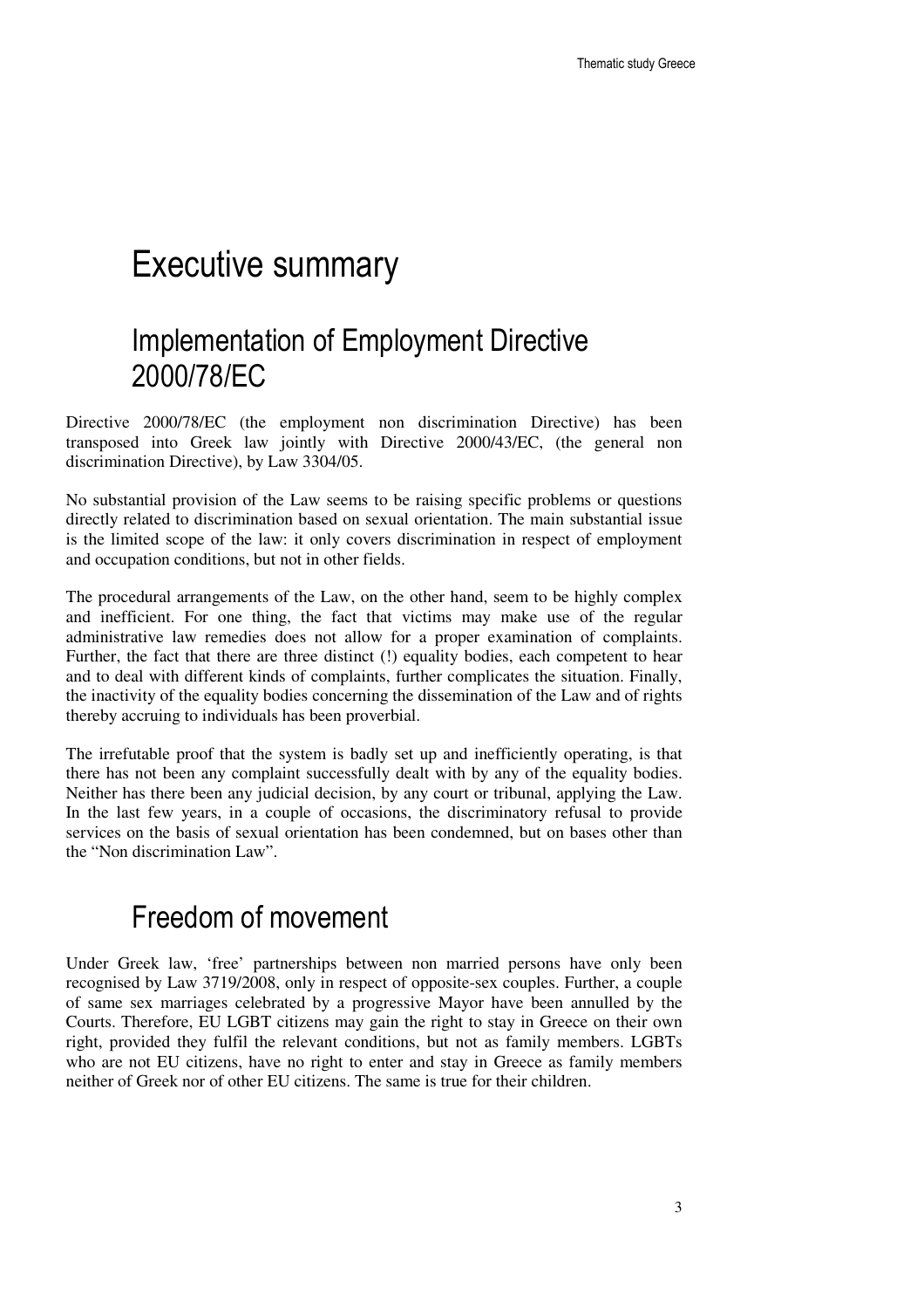# Executive summary

## Implementation of Employment Directive 2000/78/EC

Directive 2000/78/EC (the employment non discrimination Directive) has been transposed into Greek law jointly with Directive 2000/43/EC, (the general non discrimination Directive), by Law 3304/05.

No substantial provision of the Law seems to be raising specific problems or questions directly related to discrimination based on sexual orientation. The main substantial issue is the limited scope of the law: it only covers discrimination in respect of employment and occupation conditions, but not in other fields.

The procedural arrangements of the Law, on the other hand, seem to be highly complex and inefficient. For one thing, the fact that victims may make use of the regular administrative law remedies does not allow for a proper examination of complaints. Further, the fact that there are three distinct (!) equality bodies, each competent to hear and to deal with different kinds of complaints, further complicates the situation. Finally, the inactivity of the equality bodies concerning the dissemination of the Law and of rights thereby accruing to individuals has been proverbial.

The irrefutable proof that the system is badly set up and inefficiently operating, is that there has not been any complaint successfully dealt with by any of the equality bodies. Neither has there been any judicial decision, by any court or tribunal, applying the Law. In the last few years, in a couple of occasions, the discriminatory refusal to provide services on the basis of sexual orientation has been condemned, but on bases other than the "Non discrimination Law".

## Freedom of movement

Under Greek law, 'free' partnerships between non married persons have only been recognised by Law 3719/2008, only in respect of opposite-sex couples. Further, a couple of same sex marriages celebrated by a progressive Mayor have been annulled by the Courts. Therefore, EU LGBT citizens may gain the right to stay in Greece on their own right, provided they fulfil the relevant conditions, but not as family members. LGBTs who are not EU citizens, have no right to enter and stay in Greece as family members neither of Greek nor of other EU citizens. The same is true for their children.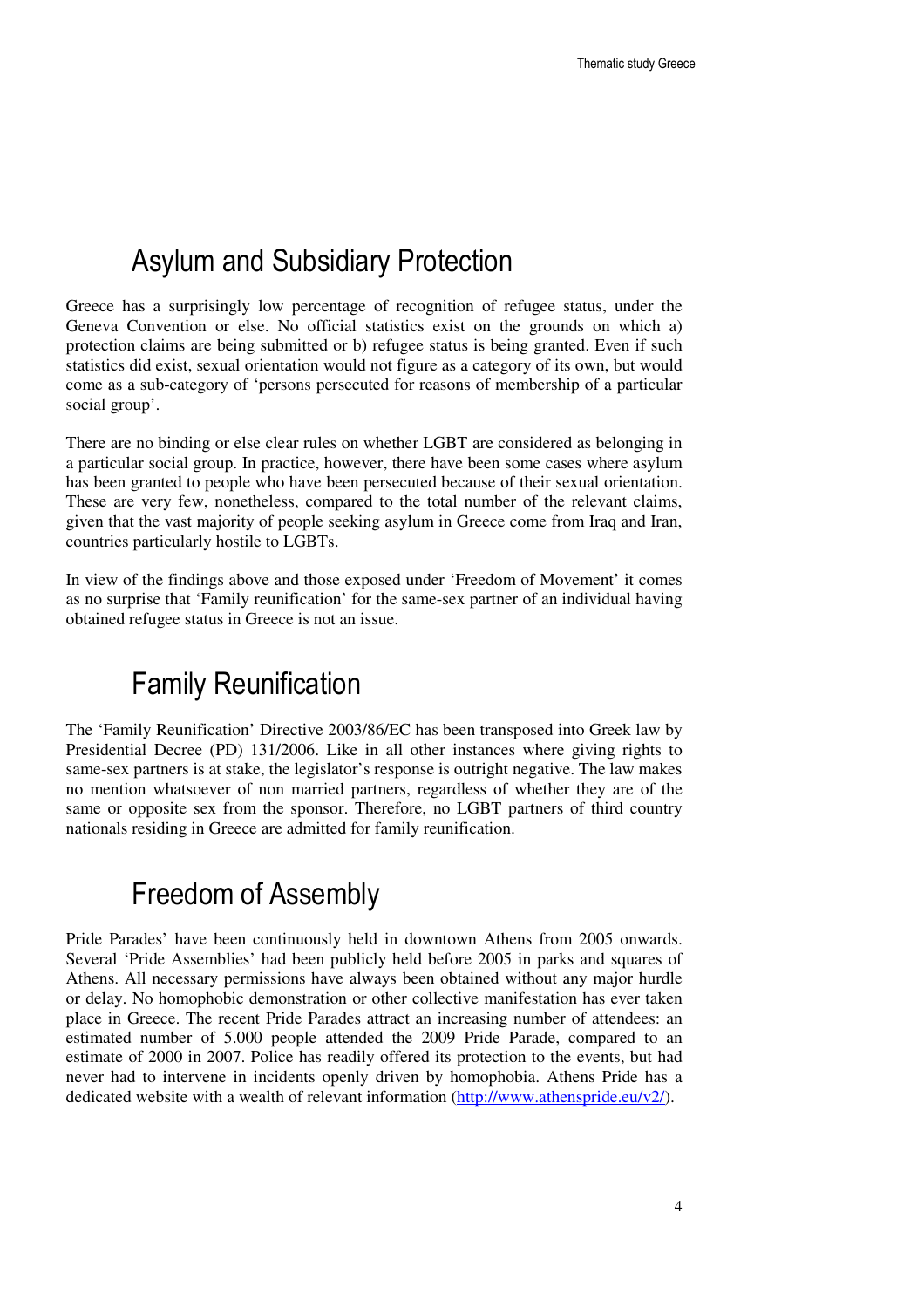# Asylum and Subsidiary Protection

Greece has a surprisingly low percentage of recognition of refugee status, under the Geneva Convention or else. No official statistics exist on the grounds on which a) protection claims are being submitted or b) refugee status is being granted. Even if such statistics did exist, sexual orientation would not figure as a category of its own, but would come as a sub-category of 'persons persecuted for reasons of membership of a particular social group'.

There are no binding or else clear rules on whether LGBT are considered as belonging in a particular social group. In practice, however, there have been some cases where asylum has been granted to people who have been persecuted because of their sexual orientation. These are very few, nonetheless, compared to the total number of the relevant claims, given that the vast majority of people seeking asylum in Greece come from Iraq and Iran, countries particularly hostile to LGBTs.

In view of the findings above and those exposed under 'Freedom of Movement' it comes as no surprise that 'Family reunification' for the same-sex partner of an individual having obtained refugee status in Greece is not an issue.

# Family Reunification

The 'Family Reunification' Directive 2003/86/EC has been transposed into Greek law by Presidential Decree (PD) 131/2006. Like in all other instances where giving rights to same-sex partners is at stake, the legislator's response is outright negative. The law makes no mention whatsoever of non married partners, regardless of whether they are of the same or opposite sex from the sponsor. Therefore, no LGBT partners of third country nationals residing in Greece are admitted for family reunification.

# Freedom of Assembly

Pride Parades' have been continuously held in downtown Athens from 2005 onwards. Several 'Pride Assemblies' had been publicly held before 2005 in parks and squares of Athens. All necessary permissions have always been obtained without any major hurdle or delay. No homophobic demonstration or other collective manifestation has ever taken place in Greece. The recent Pride Parades attract an increasing number of attendees: an estimated number of 5.000 people attended the 2009 Pride Parade, compared to an estimate of 2000 in 2007. Police has readily offered its protection to the events, but had never had to intervene in incidents openly driven by homophobia. Athens Pride has a dedicated website with a wealth of relevant information (http://www.athenspride.eu/v2/).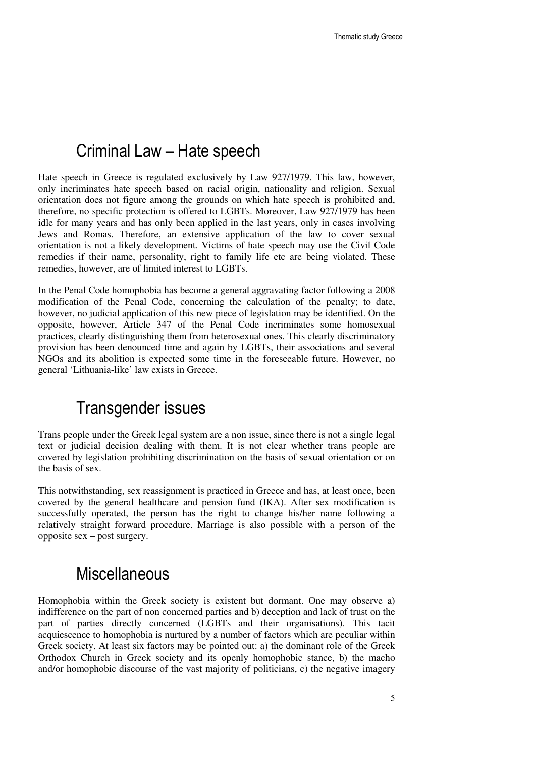## Criminal Law – Hate speech

Hate speech in Greece is regulated exclusively by Law 927/1979. This law, however, only incriminates hate speech based on racial origin, nationality and religion. Sexual orientation does not figure among the grounds on which hate speech is prohibited and, therefore, no specific protection is offered to LGBTs. Moreover, Law 927/1979 has been idle for many years and has only been applied in the last years, only in cases involving Jews and Romas. Therefore, an extensive application of the law to cover sexual orientation is not a likely development. Victims of hate speech may use the Civil Code remedies if their name, personality, right to family life etc are being violated. These remedies, however, are of limited interest to LGBTs.

In the Penal Code homophobia has become a general aggravating factor following a 2008 modification of the Penal Code, concerning the calculation of the penalty; to date, however, no judicial application of this new piece of legislation may be identified. On the opposite, however, Article 347 of the Penal Code incriminates some homosexual practices, clearly distinguishing them from heterosexual ones. This clearly discriminatory provision has been denounced time and again by LGBTs, their associations and several NGOs and its abolition is expected some time in the foreseeable future. However, no general 'Lithuania-like' law exists in Greece.

## Transgender issues

Trans people under the Greek legal system are a non issue, since there is not a single legal text or judicial decision dealing with them. It is not clear whether trans people are covered by legislation prohibiting discrimination on the basis of sexual orientation or on the basis of sex.

This notwithstanding, sex reassignment is practiced in Greece and has, at least once, been covered by the general healthcare and pension fund (IKA). After sex modification is successfully operated, the person has the right to change his/her name following a relatively straight forward procedure. Marriage is also possible with a person of the opposite sex – post surgery.

## Miscellaneous

Homophobia within the Greek society is existent but dormant. One may observe a) indifference on the part of non concerned parties and b) deception and lack of trust on the part of parties directly concerned (LGBTs and their organisations). This tacit acquiescence to homophobia is nurtured by a number of factors which are peculiar within Greek society. At least six factors may be pointed out: a) the dominant role of the Greek Orthodox Church in Greek society and its openly homophobic stance, b) the macho and/or homophobic discourse of the vast majority of politicians, c) the negative imagery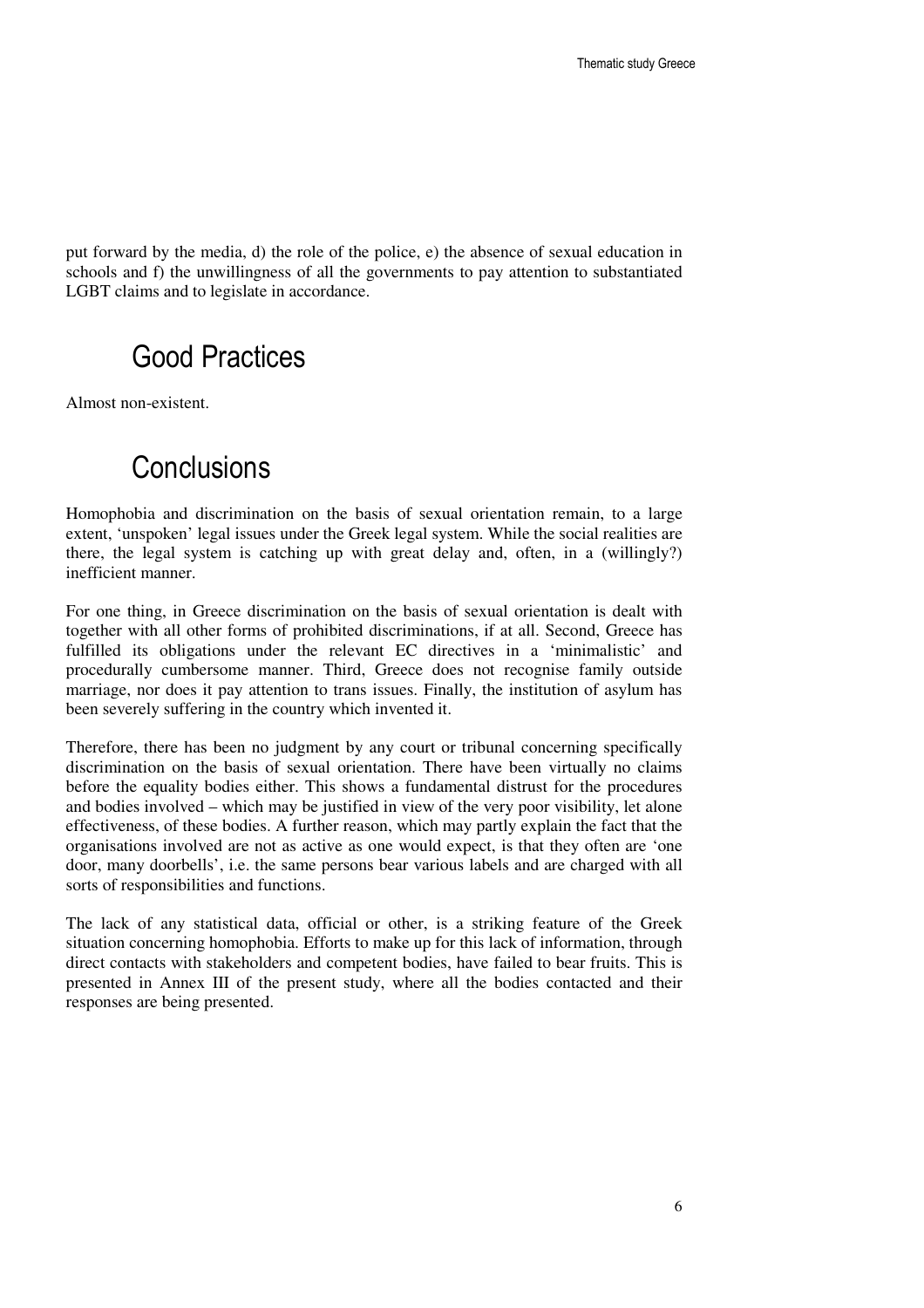put forward by the media, d) the role of the police, e) the absence of sexual education in schools and f) the unwillingness of all the governments to pay attention to substantiated LGBT claims and to legislate in accordance.

## Good Practices

Almost non-existent.

## Conclusions

Homophobia and discrimination on the basis of sexual orientation remain, to a large extent, 'unspoken' legal issues under the Greek legal system. While the social realities are there, the legal system is catching up with great delay and, often, in a (willingly?) inefficient manner.

For one thing, in Greece discrimination on the basis of sexual orientation is dealt with together with all other forms of prohibited discriminations, if at all. Second, Greece has fulfilled its obligations under the relevant EC directives in a 'minimalistic' and procedurally cumbersome manner. Third, Greece does not recognise family outside marriage, nor does it pay attention to trans issues. Finally, the institution of asylum has been severely suffering in the country which invented it.

Therefore, there has been no judgment by any court or tribunal concerning specifically discrimination on the basis of sexual orientation. There have been virtually no claims before the equality bodies either. This shows a fundamental distrust for the procedures and bodies involved – which may be justified in view of the very poor visibility, let alone effectiveness, of these bodies. A further reason, which may partly explain the fact that the organisations involved are not as active as one would expect, is that they often are 'one door, many doorbells', i.e. the same persons bear various labels and are charged with all sorts of responsibilities and functions.

The lack of any statistical data, official or other, is a striking feature of the Greek situation concerning homophobia. Efforts to make up for this lack of information, through direct contacts with stakeholders and competent bodies, have failed to bear fruits. This is presented in Annex III of the present study, where all the bodies contacted and their responses are being presented.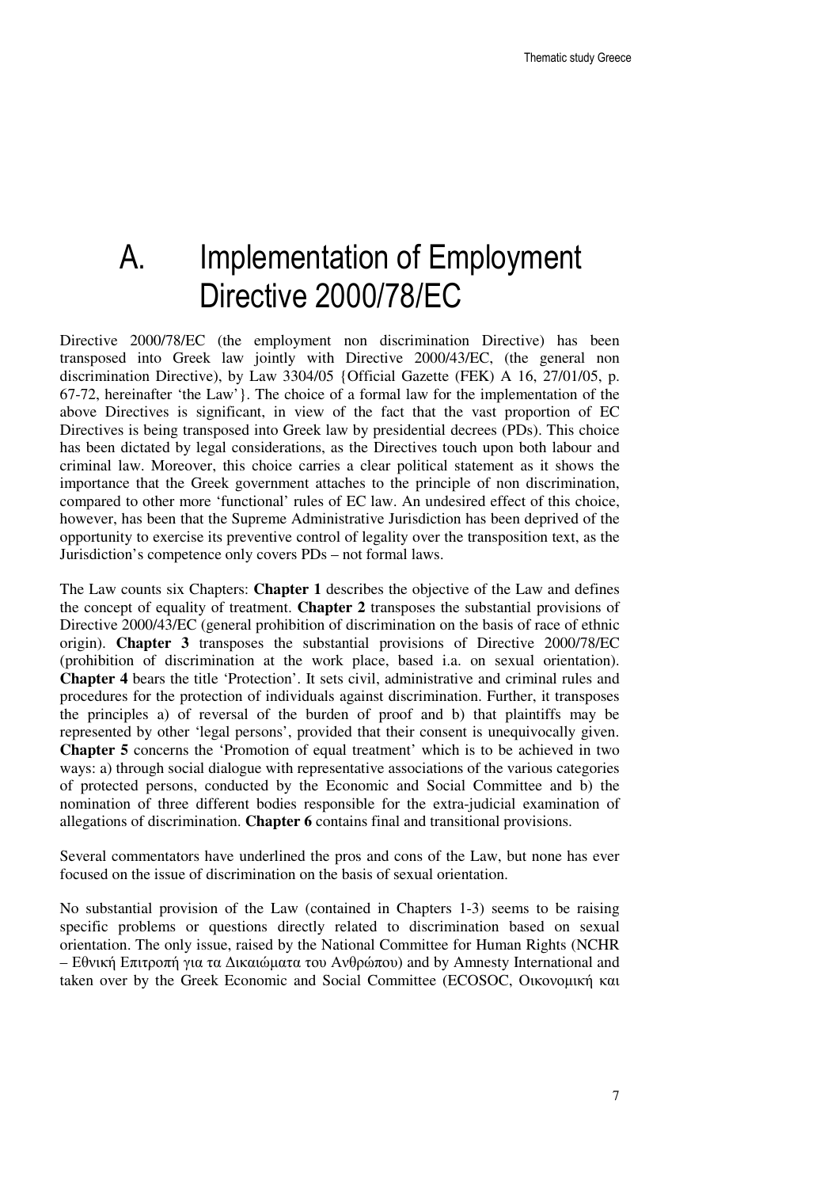# A. Implementation of Employment Directive 2000/78/EC

Directive 2000/78/EC (the employment non discrimination Directive) has been transposed into Greek law jointly with Directive 2000/43/EC, (the general non discrimination Directive), by Law 3304/05 {Official Gazette (FEK) A 16, 27/01/05, p. 67-72, hereinafter 'the Law'}. The choice of a formal law for the implementation of the above Directives is significant, in view of the fact that the vast proportion of EC Directives is being transposed into Greek law by presidential decrees (PDs). This choice has been dictated by legal considerations, as the Directives touch upon both labour and criminal law. Moreover, this choice carries a clear political statement as it shows the importance that the Greek government attaches to the principle of non discrimination, compared to other more 'functional' rules of EC law. An undesired effect of this choice, however, has been that the Supreme Administrative Jurisdiction has been deprived of the opportunity to exercise its preventive control of legality over the transposition text, as the Jurisdiction's competence only covers PDs – not formal laws.

The Law counts six Chapters: **Chapter 1** describes the objective of the Law and defines the concept of equality of treatment. **Chapter 2** transposes the substantial provisions of Directive 2000/43/EC (general prohibition of discrimination on the basis of race of ethnic origin). **Chapter 3** transposes the substantial provisions of Directive 2000/78/EC (prohibition of discrimination at the work place, based i.a. on sexual orientation). **Chapter 4** bears the title 'Protection'. It sets civil, administrative and criminal rules and procedures for the protection of individuals against discrimination. Further, it transposes the principles a) of reversal of the burden of proof and b) that plaintiffs may be represented by other 'legal persons', provided that their consent is unequivocally given. **Chapter 5** concerns the 'Promotion of equal treatment' which is to be achieved in two ways: a) through social dialogue with representative associations of the various categories of protected persons, conducted by the Economic and Social Committee and b) the nomination of three different bodies responsible for the extra-judicial examination of allegations of discrimination. **Chapter 6** contains final and transitional provisions.

Several commentators have underlined the pros and cons of the Law, but none has ever focused on the issue of discrimination on the basis of sexual orientation.

No substantial provision of the Law (contained in Chapters 1-3) seems to be raising specific problems or questions directly related to discrimination based on sexual orientation. The only issue, raised by the National Committee for Human Rights (NCHR – Εθνική Επιτροπή για τα Δικαιώματα του Ανθρώπου) and by Amnesty International and taken over by the Greek Economic and Social Committee (ECOSOC, Οικονομική και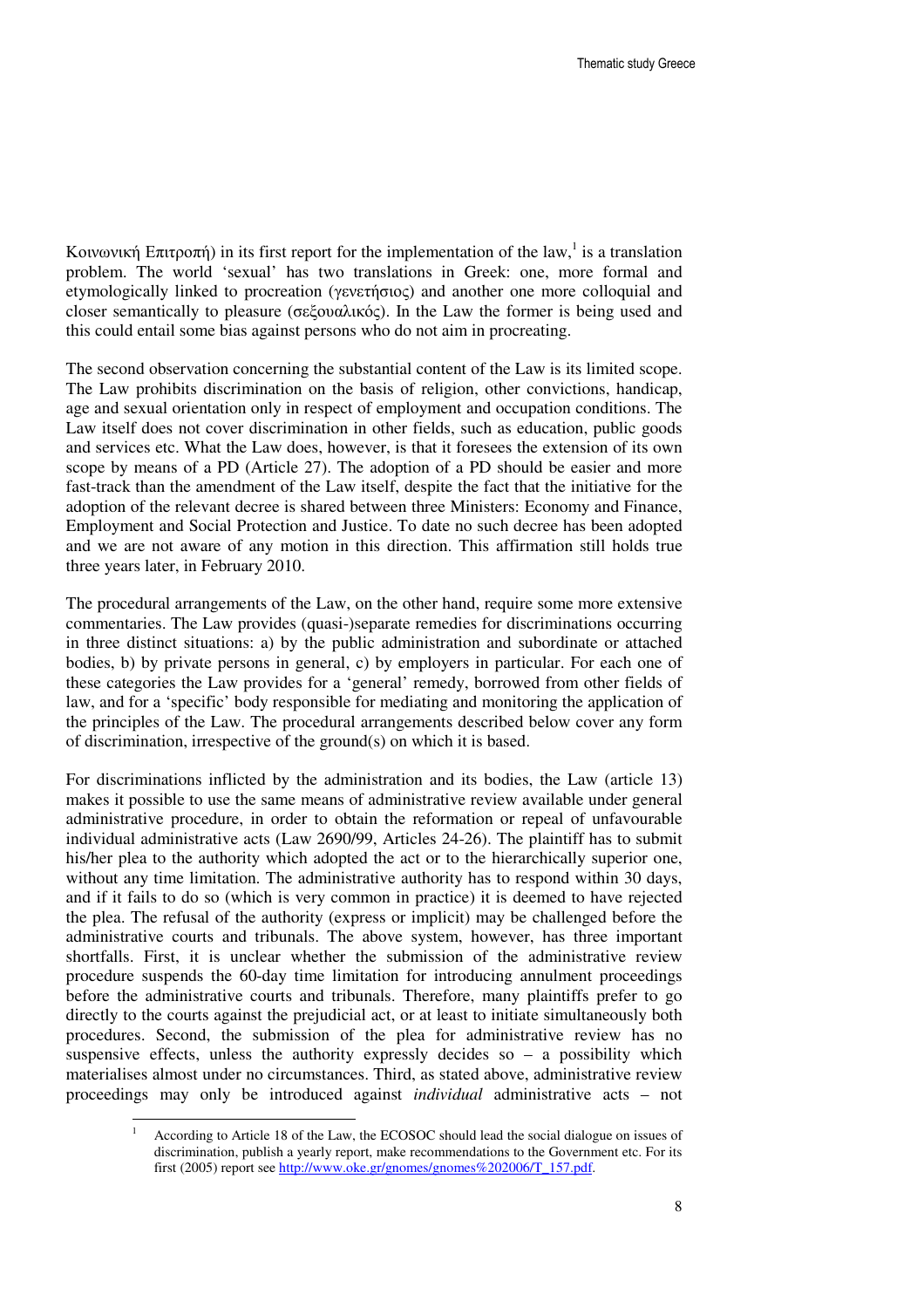Κοινωνική Επιτροπή) in its first report for the implementation of the law,[1] is a translation problem. The world 'sexual' has two translations in Greek: one, more formal and etymologically linked to procreation (γενετήσιος) and another one more colloquial and closer semantically to pleasure (σεξουαλικός). In the Law the former is being used and this could entail some bias against persons who do not aim in procreating.

The second observation concerning the substantial content of the Law is its limited scope. The Law prohibits discrimination on the basis of religion, other convictions, handicap, age and sexual orientation only in respect of employment and occupation conditions. The Law itself does not cover discrimination in other fields, such as education, public goods and services etc. What the Law does, however, is that it foresees the extension of its own scope by means of a PD (Article 27). The adoption of a PD should be easier and more fast-track than the amendment of the Law itself, despite the fact that the initiative for the adoption of the relevant decree is shared between three Ministers: Economy and Finance, Employment and Social Protection and Justice. To date no such decree has been adopted and we are not aware of any motion in this direction. This affirmation still holds true three years later, in February 2010.

The procedural arrangements of the Law, on the other hand, require some more extensive commentaries. The Law provides (quasi-)separate remedies for discriminations occurring in three distinct situations: a) by the public administration and subordinate or attached bodies, b) by private persons in general, c) by employers in particular. For each one of these categories the Law provides for a 'general' remedy, borrowed from other fields of law, and for a 'specific' body responsible for mediating and monitoring the application of the principles of the Law. The procedural arrangements described below cover any form of discrimination, irrespective of the ground(s) on which it is based.

For discriminations inflicted by the administration and its bodies, the Law (article 13) makes it possible to use the same means of administrative review available under general administrative procedure, in order to obtain the reformation or repeal of unfavourable individual administrative acts (Law 2690/99, Articles 24-26). The plaintiff has to submit his/her plea to the authority which adopted the act or to the hierarchically superior one, without any time limitation. The administrative authority has to respond within 30 days, and if it fails to do so (which is very common in practice) it is deemed to have rejected the plea. The refusal of the authority (express or implicit) may be challenged before the administrative courts and tribunals. The above system, however, has three important shortfalls. First, it is unclear whether the submission of the administrative review procedure suspends the 60-day time limitation for introducing annulment proceedings before the administrative courts and tribunals. Therefore, many plaintiffs prefer to go directly to the courts against the prejudicial act, or at least to initiate simultaneously both procedures. Second, the submission of the plea for administrative review has no suspensive effects, unless the authority expressly decides so – a possibility which materialises almost under no circumstances. Third, as stated above, administrative review proceedings may only be introduced against *individual* administrative acts – not

[1] According to Article 18 of the Law, the ECOSOC should lead the social dialogue on issues of discrimination, publish a yearly report, make recommendations to the Government etc. For its first (2005) report see http://www.oke.gr/gnomes/gnomes%202006/T_157.pdf.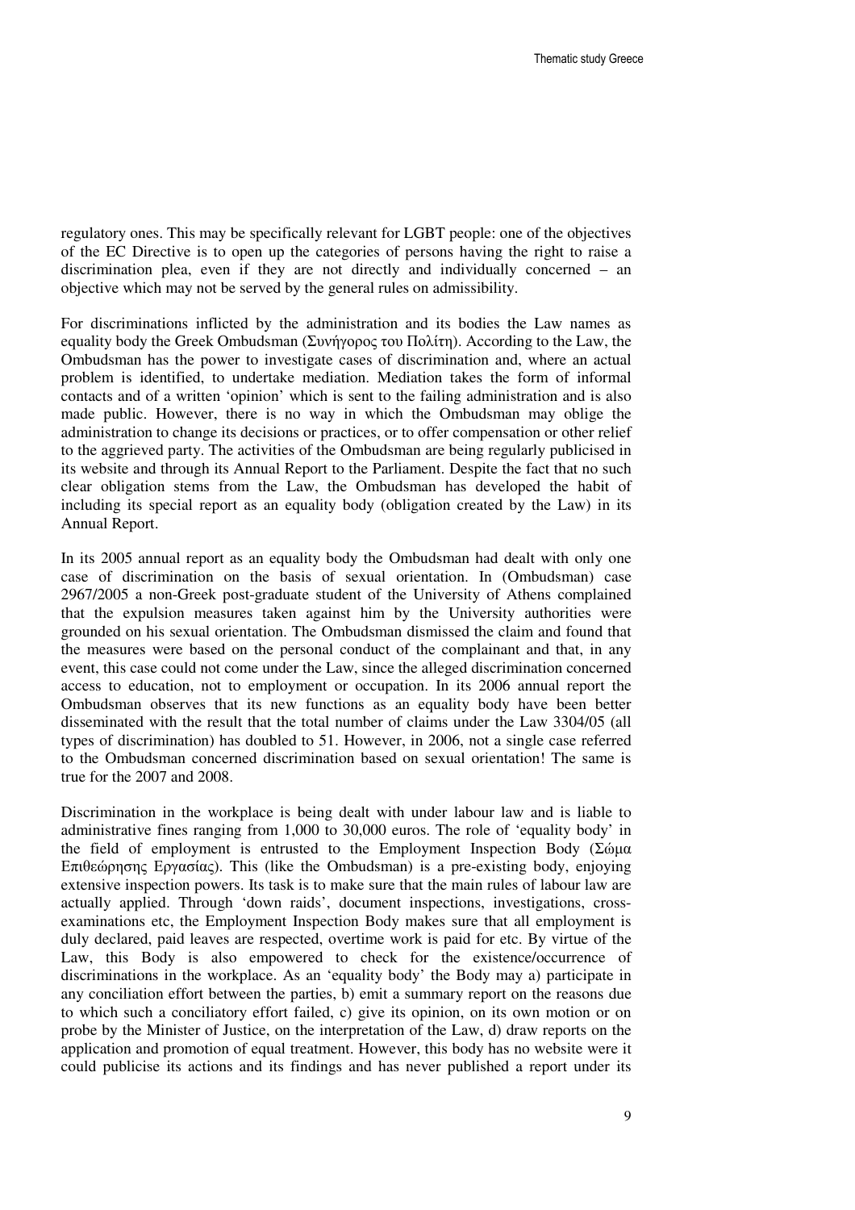regulatory ones. This may be specifically relevant for LGBT people: one of the objectives of the EC Directive is to open up the categories of persons having the right to raise a discrimination plea, even if they are not directly and individually concerned – an objective which may not be served by the general rules on admissibility.

For discriminations inflicted by the administration and its bodies the Law names as equality body the Greek Ombudsman (Συνήγορος του Πολίτη). According to the Law, the Ombudsman has the power to investigate cases of discrimination and, where an actual problem is identified, to undertake mediation. Mediation takes the form of informal contacts and of a written 'opinion' which is sent to the failing administration and is also made public. However, there is no way in which the Ombudsman may oblige the administration to change its decisions or practices, or to offer compensation or other relief to the aggrieved party. The activities of the Ombudsman are being regularly publicised in its website and through its Annual Report to the Parliament. Despite the fact that no such clear obligation stems from the Law, the Ombudsman has developed the habit of including its special report as an equality body (obligation created by the Law) in its Annual Report.

In its 2005 annual report as an equality body the Ombudsman had dealt with only one case of discrimination on the basis of sexual orientation. In (Ombudsman) case 2967/2005 a non-Greek post-graduate student of the University of Athens complained that the expulsion measures taken against him by the University authorities were grounded on his sexual orientation. The Ombudsman dismissed the claim and found that the measures were based on the personal conduct of the complainant and that, in any event, this case could not come under the Law, since the alleged discrimination concerned access to education, not to employment or occupation. In its 2006 annual report the Ombudsman observes that its new functions as an equality body have been better disseminated with the result that the total number of claims under the Law 3304/05 (all types of discrimination) has doubled to 51. However, in 2006, not a single case referred to the Ombudsman concerned discrimination based on sexual orientation! The same is true for the 2007 and 2008.

Discrimination in the workplace is being dealt with under labour law and is liable to administrative fines ranging from 1,000 to 30,000 euros. The role of 'equality body' in the field of employment is entrusted to the Employment Inspection Body (Σώμα Επιθεώρησης Εργασίας). This (like the Ombudsman) is a pre-existing body, enjoying extensive inspection powers. Its task is to make sure that the main rules of labour law are actually applied. Through 'down raids', document inspections, investigations, cross-examinations etc, the Employment Inspection Body makes sure that all employment is duly declared, paid leaves are respected, overtime work is paid for etc. By virtue of the Law, this Body is also empowered to check for the existence/occurrence of discriminations in the workplace. As an 'equality body' the Body may a) participate in any conciliation effort between the parties, b) emit a summary report on the reasons due to which such a conciliatory effort failed, c) give its opinion, on its own motion or on probe by the Minister of Justice, on the interpretation of the Law, d) draw reports on the application and promotion of equal treatment. However, this body has no website were it could publicise its actions and its findings and has never published a report under its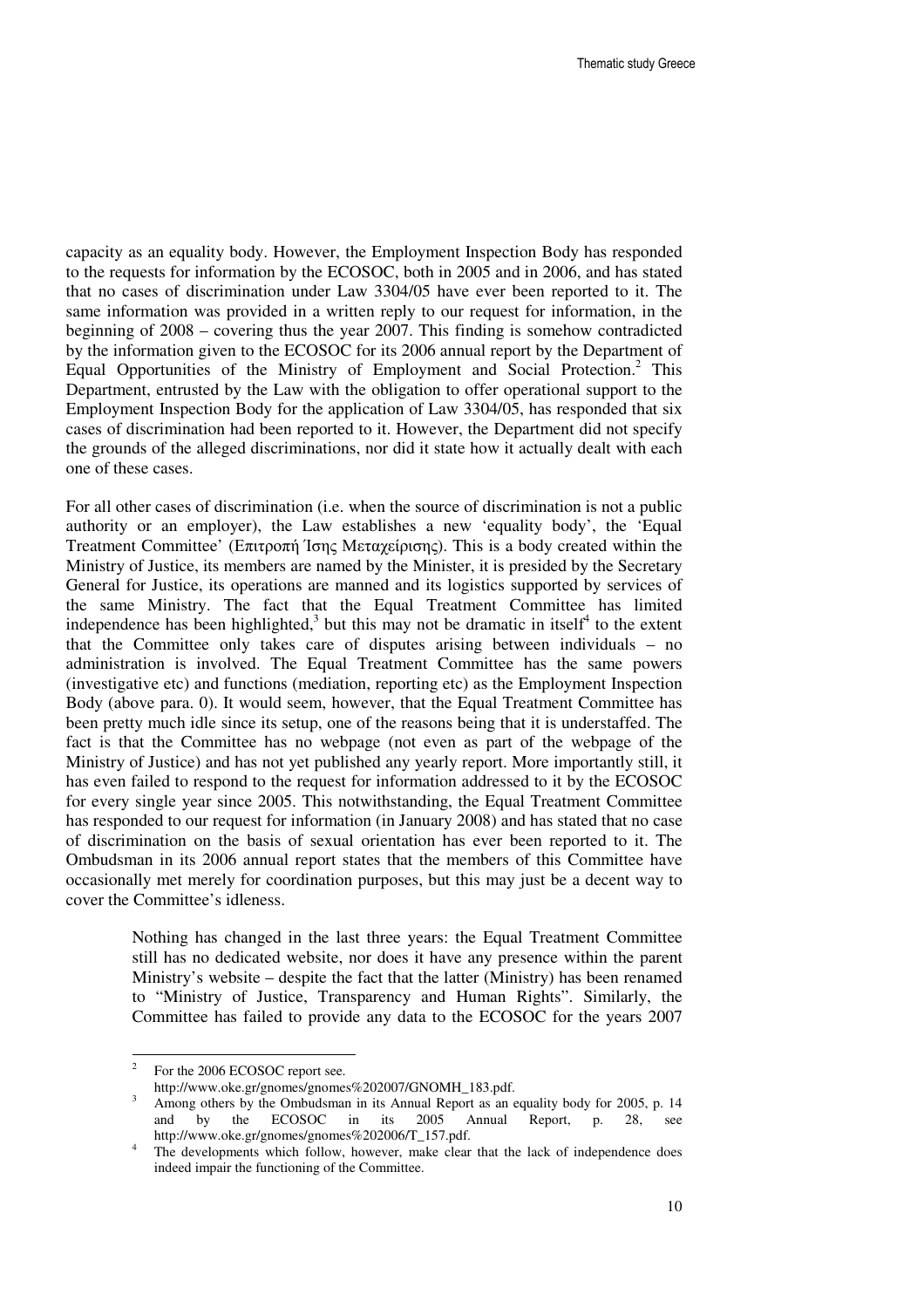capacity as an equality body. However, the Employment Inspection Body has responded to the requests for information by the ECOSOC, both in 2005 and in 2006, and has stated that no cases of discrimination under Law 3304/05 have ever been reported to it. The same information was provided in a written reply to our request for information, in the beginning of 2008 – covering thus the year 2007. This finding is somehow contradicted by the information given to the ECOSOC for its 2006 annual report by the Department of Equal Opportunities of the Ministry of Employment and Social Protection.[2] This Department, entrusted by the Law with the obligation to offer operational support to the Employment Inspection Body for the application of Law 3304/05, has responded that six cases of discrimination had been reported to it. However, the Department did not specify the grounds of the alleged discriminations, nor did it state how it actually dealt with each one of these cases.

For all other cases of discrimination (i.e. when the source of discrimination is not a public authority or an employer), the Law establishes a new 'equality body', the 'Equal Treatment Committee' (Επιτροπή Ίσης Μεταχείρισης). This is a body created within the Ministry of Justice, its members are named by the Minister, it is presided by the Secretary General for Justice, its operations are manned and its logistics supported by services of the same Ministry. The fact that the Equal Treatment Committee has limited independence has been highlighted,[3] but this may not be dramatic in itself[4] to the extent that the Committee only takes care of disputes arising between individuals – no administration is involved. The Equal Treatment Committee has the same powers (investigative etc) and functions (mediation, reporting etc) as the Employment Inspection Body (above para. 0). It would seem, however, that the Equal Treatment Committee has been pretty much idle since its setup, one of the reasons being that it is understaffed. The fact is that the Committee has no webpage (not even as part of the webpage of the Ministry of Justice) and has not yet published any yearly report. More importantly still, it has even failed to respond to the request for information addressed to it by the ECOSOC for every single year since 2005. This notwithstanding, the Equal Treatment Committee has responded to our request for information (in January 2008) and has stated that no case of discrimination on the basis of sexual orientation has ever been reported to it. The Ombudsman in its 2006 annual report states that the members of this Committee have occasionally met merely for coordination purposes, but this may just be a decent way to cover the Committee's idleness.

> Nothing has changed in the last three years: the Equal Treatment Committee still has no dedicated website, nor does it have any presence within the parent Ministry's website – despite the fact that the latter (Ministry) has been renamed to "Ministry of Justice, Transparency and Human Rights". Similarly, the Committee has failed to provide any data to the ECOSOC for the years 2007

---

[2] For the 2006 ECOSOC report see. http://www.oke.gr/gnomes/gnomes%202007/GNOMH_183.pdf.

[3] Among others by the Ombudsman in its Annual Report as an equality body for 2005, p. 14 and by the ECOSOC in its 2005 Annual Report, p. 28, see http://www.oke.gr/gnomes/gnomes%202006/T_157.pdf.

[4] The developments which follow, however, make clear that the lack of independence does indeed impair the functioning of the Committee.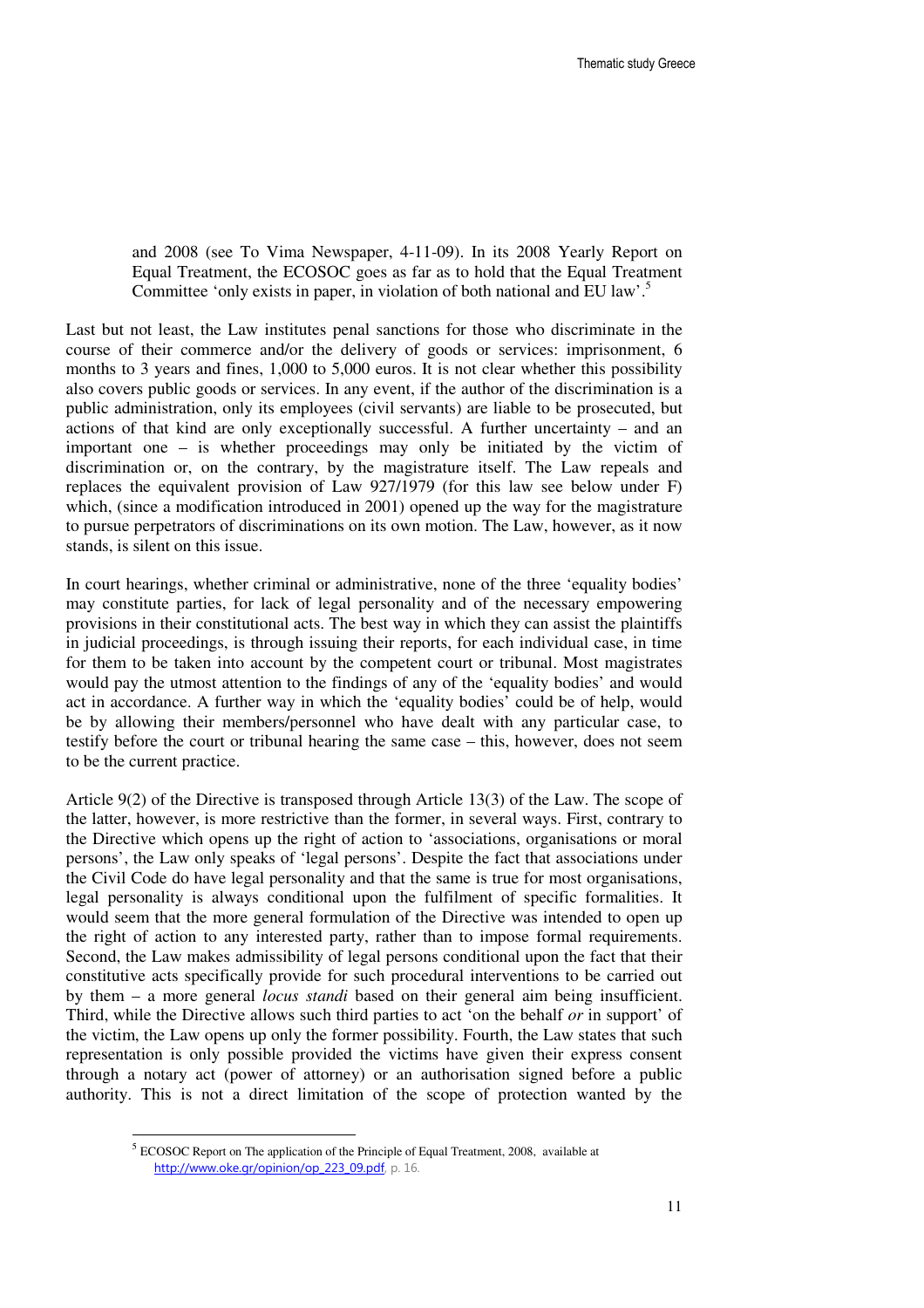> and 2008 (see To Vima Newspaper, 4-11-09). In its 2008 Yearly Report on Equal Treatment, the ECOSOC goes as far as to hold that the Equal Treatment Committee 'only exists in paper, in violation of both national and EU law'.[5]

Last but not least, the Law institutes penal sanctions for those who discriminate in the course of their commerce and/or the delivery of goods or services: imprisonment, 6 months to 3 years and fines, 1,000 to 5,000 euros. It is not clear whether this possibility also covers public goods or services. In any event, if the author of the discrimination is a public administration, only its employees (civil servants) are liable to be prosecuted, but actions of that kind are only exceptionally successful. A further uncertainty – and an important one – is whether proceedings may only be initiated by the victim of discrimination or, on the contrary, by the magistrature itself. The Law repeals and replaces the equivalent provision of Law 927/1979 (for this law see below under F) which, (since a modification introduced in 2001) opened up the way for the magistrature to pursue perpetrators of discriminations on its own motion. The Law, however, as it now stands, is silent on this issue.

In court hearings, whether criminal or administrative, none of the three 'equality bodies' may constitute parties, for lack of legal personality and of the necessary empowering provisions in their constitutional acts. The best way in which they can assist the plaintiffs in judicial proceedings, is through issuing their reports, for each individual case, in time for them to be taken into account by the competent court or tribunal. Most magistrates would pay the utmost attention to the findings of any of the 'equality bodies' and would act in accordance. A further way in which the 'equality bodies' could be of help, would be by allowing their members/personnel who have dealt with any particular case, to testify before the court or tribunal hearing the same case – this, however, does not seem to be the current practice.

Article 9(2) of the Directive is transposed through Article 13(3) of the Law. The scope of the latter, however, is more restrictive than the former, in several ways. First, contrary to the Directive which opens up the right of action to 'associations, organisations or moral persons', the Law only speaks of 'legal persons'. Despite the fact that associations under the Civil Code do have legal personality and that the same is true for most organisations, legal personality is always conditional upon the fulfilment of specific formalities. It would seem that the more general formulation of the Directive was intended to open up the right of action to any interested party, rather than to impose formal requirements. Second, the Law makes admissibility of legal persons conditional upon the fact that their constitutive acts specifically provide for such procedural interventions to be carried out by them – a more general *locus standi* based on their general aim being insufficient. Third, while the Directive allows such third parties to act 'on the behalf *or* in support' of the victim, the Law opens up only the former possibility. Fourth, the Law states that such representation is only possible provided the victims have given their express consent through a notary act (power of attorney) or an authorisation signed before a public authority. This is not a direct limitation of the scope of protection wanted by the

---

[5] ECOSOC Report on The application of the Principle of Equal Treatment, 2008, available at http://www.oke.gr/opinion/op_223_09.pdf, p. 16.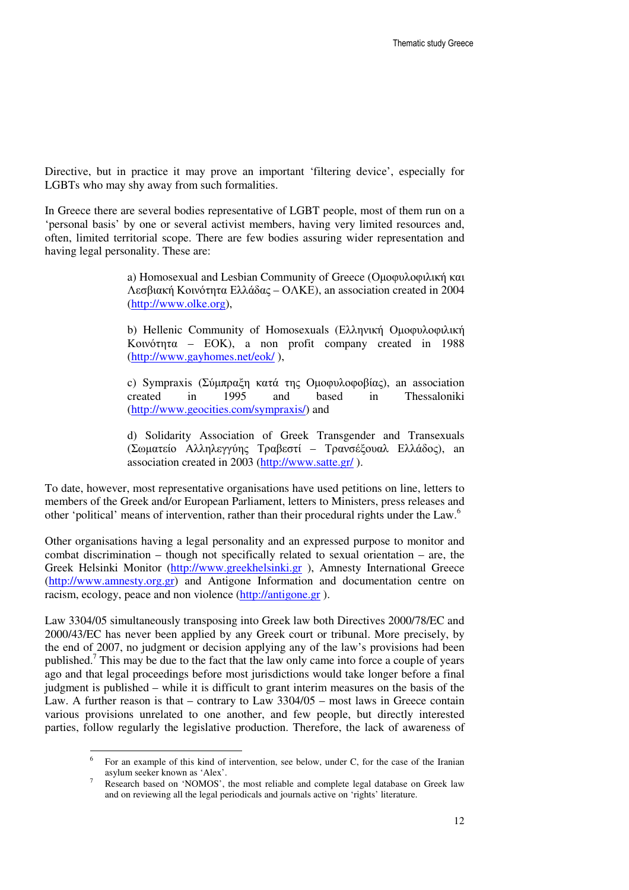Directive, but in practice it may prove an important 'filtering device', especially for LGBTs who may shy away from such formalities.

In Greece there are several bodies representative of LGBT people, most of them run on a 'personal basis' by one or several activist members, having very limited resources and, often, limited territorial scope. There are few bodies assuring wider representation and having legal personality. These are:

> a) Homosexual and Lesbian Community of Greece (Ομοφυλοφιλική και Λεσβιακή Κοινότητα Ελλάδας – ΟΛΚΕ), an association created in 2004 (http://www.olke.org),
>
> b) Hellenic Community of Homosexuals (Ελληνική Ομοφυλοφιλική Κοινότητα – ΕΟΚ), a non profit company created in 1988 (http://www.gayhomes.net/eok/ ),
>
> c) Sympraxis (Σύμπραξη κατά της Ομοφυλοφοβίας), an association created in 1995 and based in Thessaloniki (http://www.geocities.com/sympraxis/) and
>
> d) Solidarity Association of Greek Transgender and Transexuals (Σωματείο Αλληλεγγύης Τραβεστί – Τρανσέξουαλ Ελλάδος), an association created in 2003 (http://www.satte.gr/ ).

To date, however, most representative organisations have used petitions on line, letters to members of the Greek and/or European Parliament, letters to Ministers, press releases and other 'political' means of intervention, rather than their procedural rights under the Law.[6]

Other organisations having a legal personality and an expressed purpose to monitor and combat discrimination – though not specifically related to sexual orientation – are, the Greek Helsinki Monitor (http://www.greekhelsinki.gr ), Amnesty International Greece (http://www.amnesty.org.gr) and Antigone Information and documentation centre on racism, ecology, peace and non violence (http://antigone.gr ).

Law 3304/05 simultaneously transposing into Greek law both Directives 2000/78/EC and 2000/43/EC has never been applied by any Greek court or tribunal. More precisely, by the end of 2007, no judgment or decision applying any of the law's provisions had been published.[7] This may be due to the fact that the law only came into force a couple of years ago and that legal proceedings before most jurisdictions would take longer before a final judgment is published – while it is difficult to grant interim measures on the basis of the Law. A further reason is that – contrary to Law 3304/05 – most laws in Greece contain various provisions unrelated to one another, and few people, but directly interested parties, follow regularly the legislative production. Therefore, the lack of awareness of

---

[6] For an example of this kind of intervention, see below, under C, for the case of the Iranian asylum seeker known as 'Alex'.

[7] Research based on 'NOMOS', the most reliable and complete legal database on Greek law and on reviewing all the legal periodicals and journals active on 'rights' literature.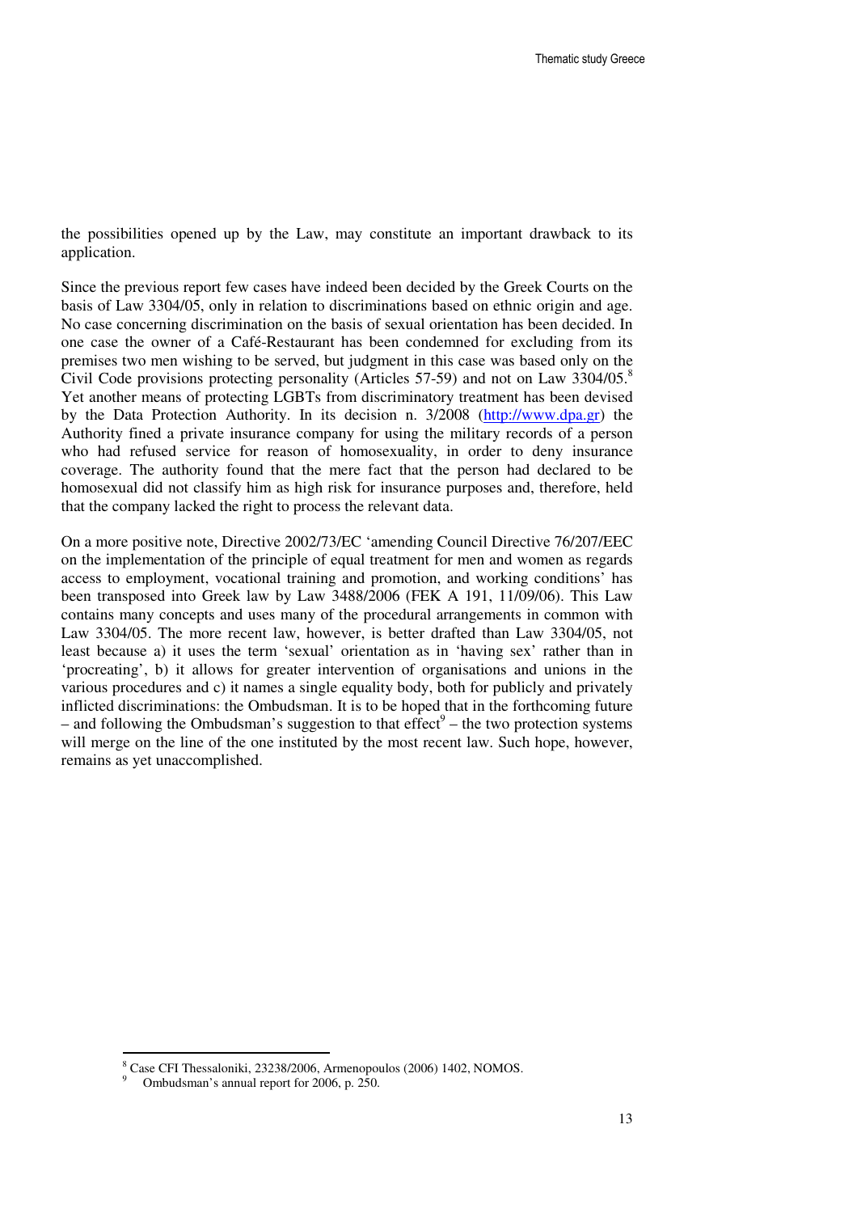the possibilities opened up by the Law, may constitute an important drawback to its application.

Since the previous report few cases have indeed been decided by the Greek Courts on the basis of Law 3304/05, only in relation to discriminations based on ethnic origin and age. No case concerning discrimination on the basis of sexual orientation has been decided. In one case the owner of a Café-Restaurant has been condemned for excluding from its premises two men wishing to be served, but judgment in this case was based only on the Civil Code provisions protecting personality (Articles 57-59) and not on Law 3304/05.[8] Yet another means of protecting LGBTs from discriminatory treatment has been devised by the Data Protection Authority. In its decision n. 3/2008 (http://www.dpa.gr) the Authority fined a private insurance company for using the military records of a person who had refused service for reason of homosexuality, in order to deny insurance coverage. The authority found that the mere fact that the person had declared to be homosexual did not classify him as high risk for insurance purposes and, therefore, held that the company lacked the right to process the relevant data.

On a more positive note, Directive 2002/73/EC 'amending Council Directive 76/207/EEC on the implementation of the principle of equal treatment for men and women as regards access to employment, vocational training and promotion, and working conditions' has been transposed into Greek law by Law 3488/2006 (FEK A 191, 11/09/06). This Law contains many concepts and uses many of the procedural arrangements in common with Law 3304/05. The more recent law, however, is better drafted than Law 3304/05, not least because a) it uses the term 'sexual' orientation as in 'having sex' rather than in 'procreating', b) it allows for greater intervention of organisations and unions in the various procedures and c) it names a single equality body, both for publicly and privately inflicted discriminations: the Ombudsman. It is to be hoped that in the forthcoming future – and following the Ombudsman's suggestion to that effect[9] – the two protection systems will merge on the line of the one instituted by the most recent law. Such hope, however, remains as yet unaccomplished.

---

[8] Case CFI Thessaloniki, 23238/2006, Armenopoulos (2006) 1402, NOMOS.

[9] Ombudsman's annual report for 2006, p. 250.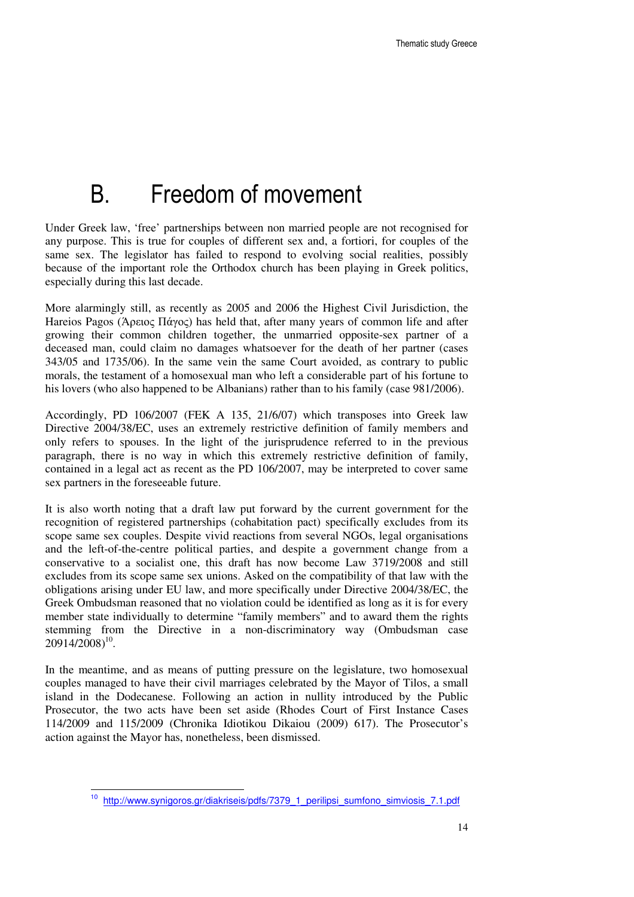# B. Freedom of movement

Under Greek law, 'free' partnerships between non married people are not recognised for any purpose. This is true for couples of different sex and, a fortiori, for couples of the same sex. The legislator has failed to respond to evolving social realities, possibly because of the important role the Orthodox church has been playing in Greek politics, especially during this last decade.

More alarmingly still, as recently as 2005 and 2006 the Highest Civil Jurisdiction, the Hareios Pagos (Άρειος Πάγος) has held that, after many years of common life and after growing their common children together, the unmarried opposite-sex partner of a deceased man, could claim no damages whatsoever for the death of her partner (cases 343/05 and 1735/06). In the same vein the same Court avoided, as contrary to public morals, the testament of a homosexual man who left a considerable part of his fortune to his lovers (who also happened to be Albanians) rather than to his family (case 981/2006).

Accordingly, PD 106/2007 (FEK A 135, 21/6/07) which transposes into Greek law Directive 2004/38/EC, uses an extremely restrictive definition of family members and only refers to spouses. In the light of the jurisprudence referred to in the previous paragraph, there is no way in which this extremely restrictive definition of family, contained in a legal act as recent as the PD 106/2007, may be interpreted to cover same sex partners in the foreseeable future.

It is also worth noting that a draft law put forward by the current government for the recognition of registered partnerships (cohabitation pact) specifically excludes from its scope same sex couples. Despite vivid reactions from several NGOs, legal organisations and the left-of-the-centre political parties, and despite a government change from a conservative to a socialist one, this draft has now become Law 3719/2008 and still excludes from its scope same sex unions. Asked on the compatibility of that law with the obligations arising under EU law, and more specifically under Directive 2004/38/EC, the Greek Ombudsman reasoned that no violation could be identified as long as it is for every member state individually to determine "family members" and to award them the rights stemming from the Directive in a non-discriminatory way (Ombudsman case 20914/2008)[10].

In the meantime, and as means of putting pressure on the legislature, two homosexual couples managed to have their civil marriages celebrated by the Mayor of Tilos, a small island in the Dodecanese. Following an action in nullity introduced by the Public Prosecutor, the two acts have been set aside (Rhodes Court of First Instance Cases 114/2009 and 115/2009 (Chronika Idiotikou Dikaiou (2009) 617). The Prosecutor's action against the Mayor has, nonetheless, been dismissed.

---

[10] http://www.synigoros.gr/diakriseis/pdfs/7379_1_perilipsi_sumfono_simviosis_7.1.pdf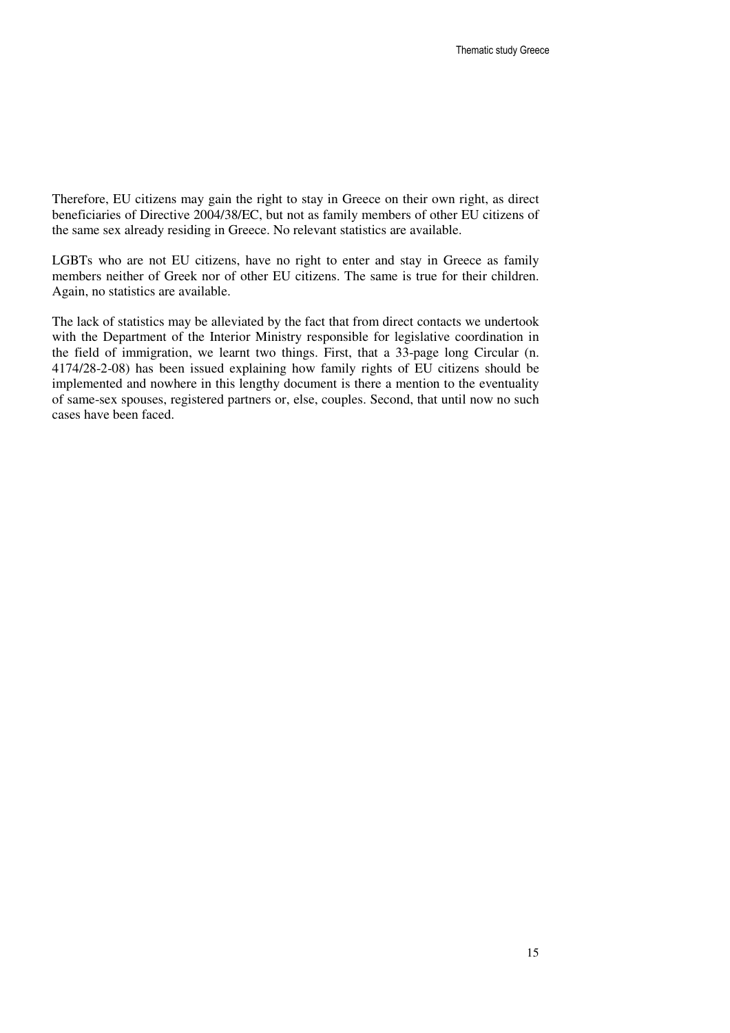Therefore, EU citizens may gain the right to stay in Greece on their own right, as direct beneficiaries of Directive 2004/38/EC, but not as family members of other EU citizens of the same sex already residing in Greece. No relevant statistics are available.

LGBTs who are not EU citizens, have no right to enter and stay in Greece as family members neither of Greek nor of other EU citizens. The same is true for their children. Again, no statistics are available.

The lack of statistics may be alleviated by the fact that from direct contacts we undertook with the Department of the Interior Ministry responsible for legislative coordination in the field of immigration, we learnt two things. First, that a 33-page long Circular (n. 4174/28-2-08) has been issued explaining how family rights of EU citizens should be implemented and nowhere in this lengthy document is there a mention to the eventuality of same-sex spouses, registered partners or, else, couples. Second, that until now no such cases have been faced.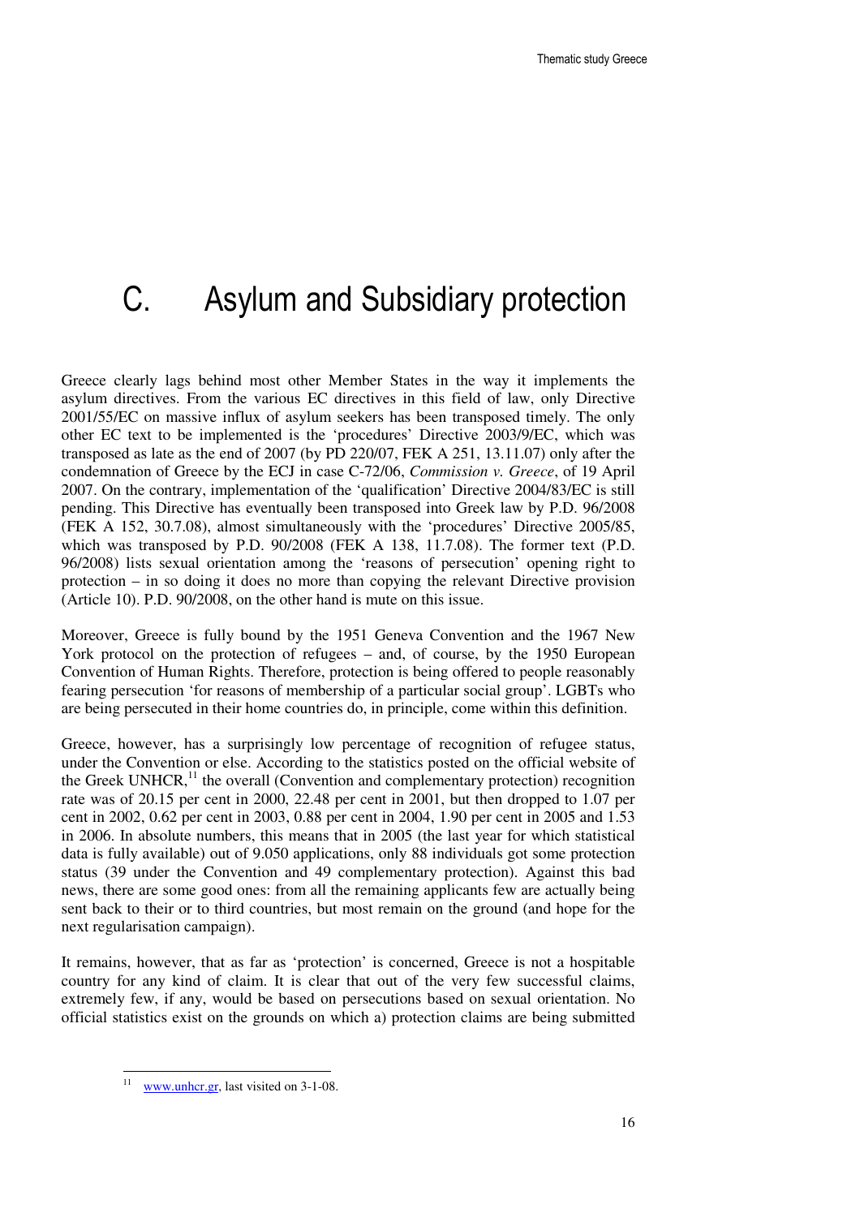# C. Asylum and Subsidiary protection

Greece clearly lags behind most other Member States in the way it implements the asylum directives. From the various EC directives in this field of law, only Directive 2001/55/EC on massive influx of asylum seekers has been transposed timely. The only other EC text to be implemented is the 'procedures' Directive 2003/9/EC, which was transposed as late as the end of 2007 (by PD 220/07, FEK A 251, 13.11.07) only after the condemnation of Greece by the ECJ in case C-72/06, *Commission v. Greece*, of 19 April 2007. On the contrary, implementation of the 'qualification' Directive 2004/83/EC is still pending. This Directive has eventually been transposed into Greek law by P.D. 96/2008 (FEK A 152, 30.7.08), almost simultaneously with the 'procedures' Directive 2005/85, which was transposed by P.D. 90/2008 (FEK A 138, 11.7.08). The former text (P.D. 96/2008) lists sexual orientation among the 'reasons of persecution' opening right to protection – in so doing it does no more than copying the relevant Directive provision (Article 10). P.D. 90/2008, on the other hand is mute on this issue.

Moreover, Greece is fully bound by the 1951 Geneva Convention and the 1967 New York protocol on the protection of refugees – and, of course, by the 1950 European Convention of Human Rights. Therefore, protection is being offered to people reasonably fearing persecution 'for reasons of membership of a particular social group'. LGBTs who are being persecuted in their home countries do, in principle, come within this definition.

Greece, however, has a surprisingly low percentage of recognition of refugee status, under the Convention or else. According to the statistics posted on the official website of the Greek UNHCR,[11] the overall (Convention and complementary protection) recognition rate was of 20.15 per cent in 2000, 22.48 per cent in 2001, but then dropped to 1.07 per cent in 2002, 0.62 per cent in 2003, 0.88 per cent in 2004, 1.90 per cent in 2005 and 1.53 in 2006. In absolute numbers, this means that in 2005 (the last year for which statistical data is fully available) out of 9.050 applications, only 88 individuals got some protection status (39 under the Convention and 49 complementary protection). Against this bad news, there are some good ones: from all the remaining applicants few are actually being sent back to their or to third countries, but most remain on the ground (and hope for the next regularisation campaign).

It remains, however, that as far as 'protection' is concerned, Greece is not a hospitable country for any kind of claim. It is clear that out of the very few successful claims, extremely few, if any, would be based on persecutions based on sexual orientation. No official statistics exist on the grounds on which a) protection claims are being submitted

[11] www.unhcr.gr, last visited on 3-1-08.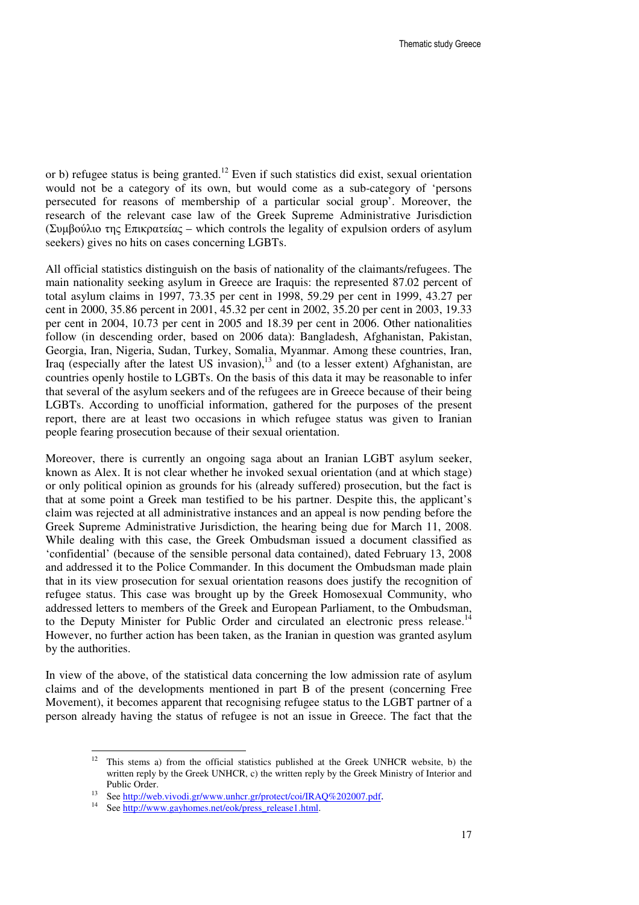or b) refugee status is being granted.[12] Even if such statistics did exist, sexual orientation would not be a category of its own, but would come as a sub-category of 'persons persecuted for reasons of membership of a particular social group'. Moreover, the research of the relevant case law of the Greek Supreme Administrative Jurisdiction (Συμβούλιο της Επικρατείας – which controls the legality of expulsion orders of asylum seekers) gives no hits on cases concerning LGBTs.

All official statistics distinguish on the basis of nationality of the claimants/refugees. The main nationality seeking asylum in Greece are Iraquis: the represented 87.02 percent of total asylum claims in 1997, 73.35 per cent in 1998, 59.29 per cent in 1999, 43.27 per cent in 2000, 35.86 percent in 2001, 45.32 per cent in 2002, 35.20 per cent in 2003, 19.33 per cent in 2004, 10.73 per cent in 2005 and 18.39 per cent in 2006. Other nationalities follow (in descending order, based on 2006 data): Bangladesh, Afghanistan, Pakistan, Georgia, Iran, Nigeria, Sudan, Turkey, Somalia, Myanmar. Among these countries, Iran, Iraq (especially after the latest US invasion),[13] and (to a lesser extent) Afghanistan, are countries openly hostile to LGBTs. On the basis of this data it may be reasonable to infer that several of the asylum seekers and of the refugees are in Greece because of their being LGBTs. According to unofficial information, gathered for the purposes of the present report, there are at least two occasions in which refugee status was given to Iranian people fearing prosecution because of their sexual orientation.

Moreover, there is currently an ongoing saga about an Iranian LGBT asylum seeker, known as Alex. It is not clear whether he invoked sexual orientation (and at which stage) or only political opinion as grounds for his (already suffered) prosecution, but the fact is that at some point a Greek man testified to be his partner. Despite this, the applicant's claim was rejected at all administrative instances and an appeal is now pending before the Greek Supreme Administrative Jurisdiction, the hearing being due for March 11, 2008. While dealing with this case, the Greek Ombudsman issued a document classified as 'confidential' (because of the sensible personal data contained), dated February 13, 2008 and addressed it to the Police Commander. In this document the Ombudsman made plain that in its view prosecution for sexual orientation reasons does justify the recognition of refugee status. This case was brought up by the Greek Homosexual Community, who addressed letters to members of the Greek and European Parliament, to the Ombudsman, to the Deputy Minister for Public Order and circulated an electronic press release.[14] However, no further action has been taken, as the Iranian in question was granted asylum by the authorities.

In view of the above, of the statistical data concerning the low admission rate of asylum claims and of the developments mentioned in part B of the present (concerning Free Movement), it becomes apparent that recognising refugee status to the LGBT partner of a person already having the status of refugee is not an issue in Greece. The fact that the

---

[12] This stems a) from the official statistics published at the Greek UNHCR website, b) the written reply by the Greek UNHCR, c) the written reply by the Greek Ministry of Interior and Public Order.

[13] See http://web.vivodi.gr/www.unhcr.gr/protect/coi/IRAQ%202007.pdf.

[14] See http://www.gayhomes.net/eok/press_release1.html.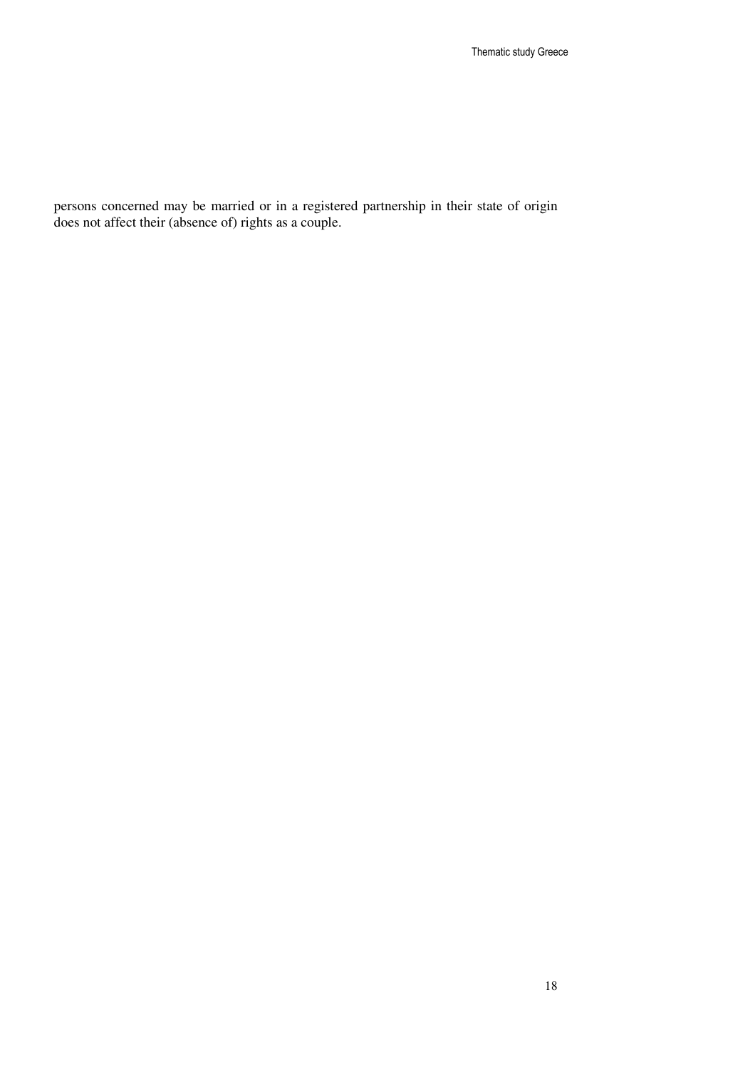persons concerned may be married or in a registered partnership in their state of origin does not affect their (absence of) rights as a couple.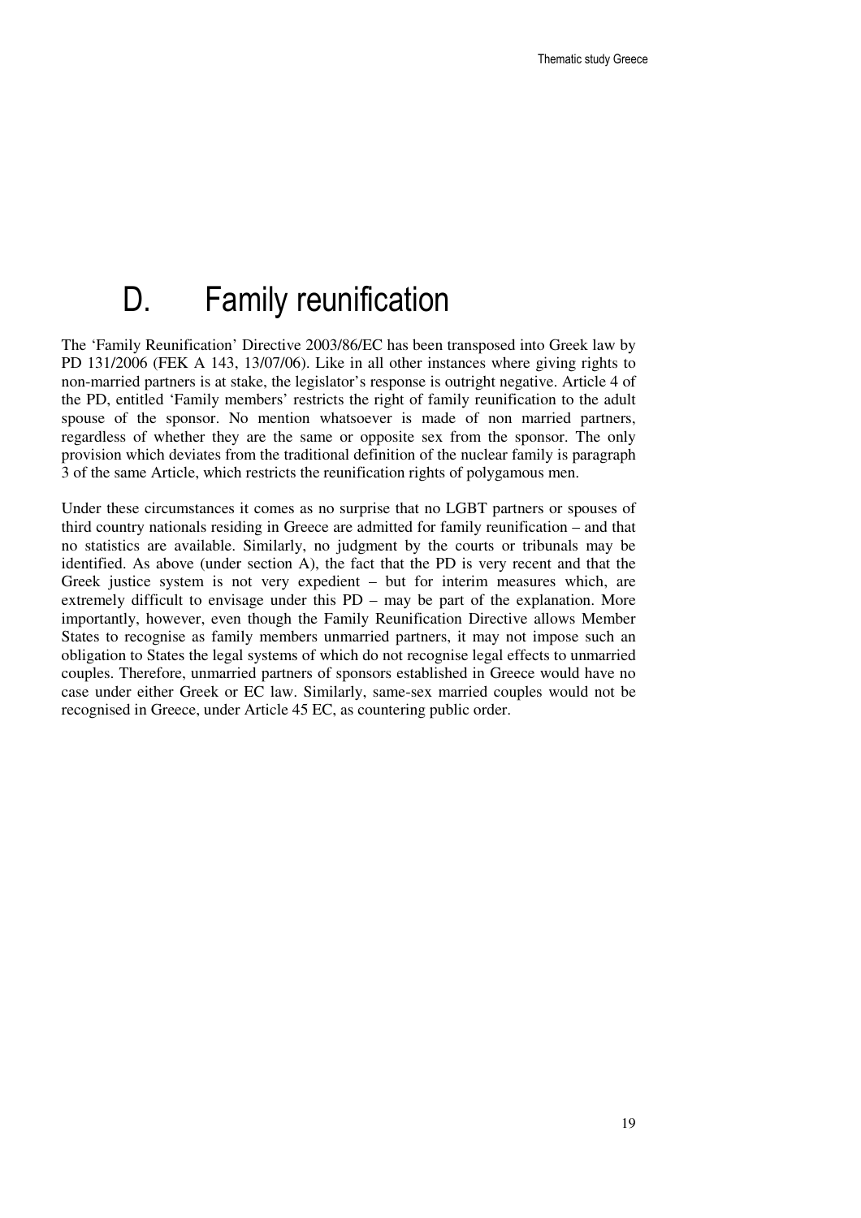# D. Family reunification

The 'Family Reunification' Directive 2003/86/EC has been transposed into Greek law by PD 131/2006 (FEK A 143, 13/07/06). Like in all other instances where giving rights to non-married partners is at stake, the legislator's response is outright negative. Article 4 of the PD, entitled 'Family members' restricts the right of family reunification to the adult spouse of the sponsor. No mention whatsoever is made of non married partners, regardless of whether they are the same or opposite sex from the sponsor. The only provision which deviates from the traditional definition of the nuclear family is paragraph 3 of the same Article, which restricts the reunification rights of polygamous men.

Under these circumstances it comes as no surprise that no LGBT partners or spouses of third country nationals residing in Greece are admitted for family reunification – and that no statistics are available. Similarly, no judgment by the courts or tribunals may be identified. As above (under section A), the fact that the PD is very recent and that the Greek justice system is not very expedient – but for interim measures which, are extremely difficult to envisage under this PD – may be part of the explanation. More importantly, however, even though the Family Reunification Directive allows Member States to recognise as family members unmarried partners, it may not impose such an obligation to States the legal systems of which do not recognise legal effects to unmarried couples. Therefore, unmarried partners of sponsors established in Greece would have no case under either Greek or EC law. Similarly, same-sex married couples would not be recognised in Greece, under Article 45 EC, as countering public order.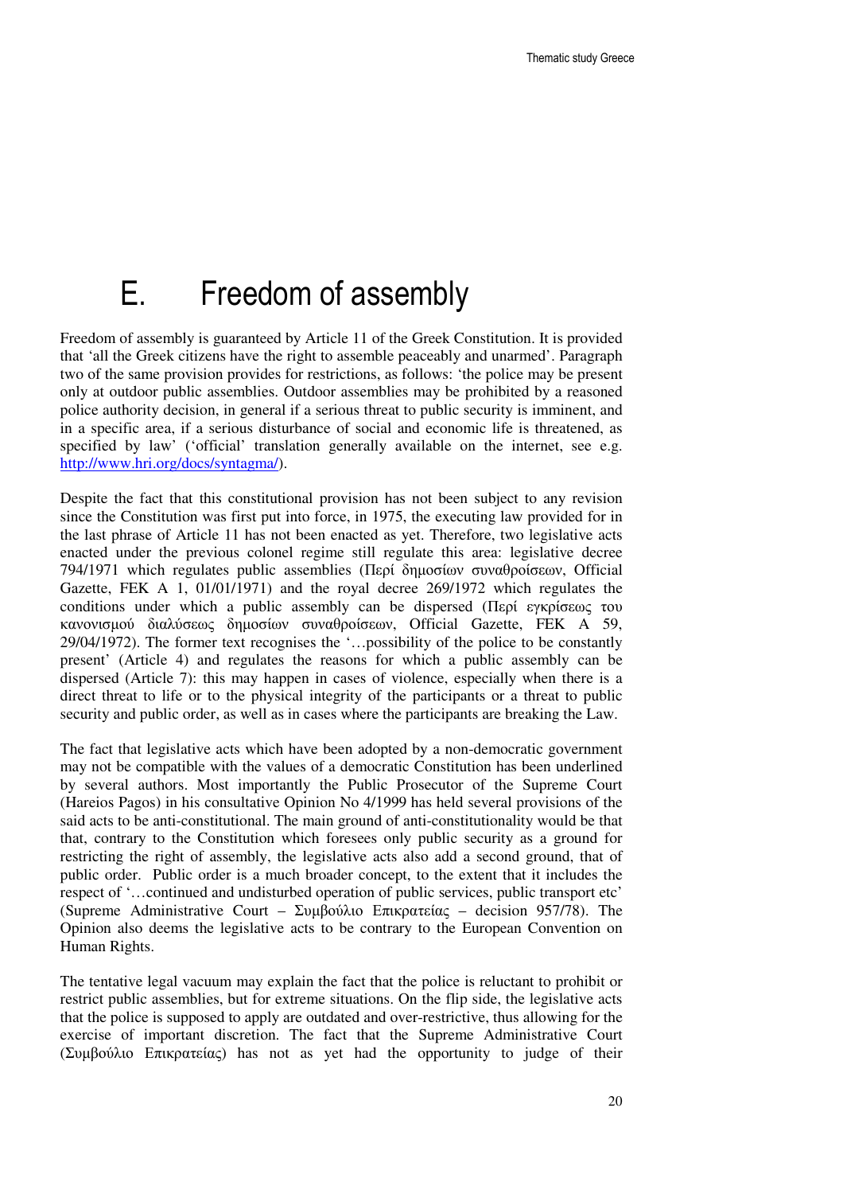# E. Freedom of assembly

Freedom of assembly is guaranteed by Article 11 of the Greek Constitution. It is provided that 'all the Greek citizens have the right to assemble peaceably and unarmed'. Paragraph two of the same provision provides for restrictions, as follows: 'the police may be present only at outdoor public assemblies. Outdoor assemblies may be prohibited by a reasoned police authority decision, in general if a serious threat to public security is imminent, and in a specific area, if a serious disturbance of social and economic life is threatened, as specified by law' ('official' translation generally available on the internet, see e.g. http://www.hri.org/docs/syntagma/).

Despite the fact that this constitutional provision has not been subject to any revision since the Constitution was first put into force, in 1975, the executing law provided for in the last phrase of Article 11 has not been enacted as yet. Therefore, two legislative acts enacted under the previous colonel regime still regulate this area: legislative decree 794/1971 which regulates public assemblies (Περί δημοσίων συναθροίσεων, Official Gazette, FEK A 1, 01/01/1971) and the royal decree 269/1972 which regulates the conditions under which a public assembly can be dispersed (Περί εγκρίσεως του κανονισμού διαλύσεως δημοσίων συναθροίσεων, Official Gazette, FEK A 59, 29/04/1972). The former text recognises the '…possibility of the police to be constantly present' (Article 4) and regulates the reasons for which a public assembly can be dispersed (Article 7): this may happen in cases of violence, especially when there is a direct threat to life or to the physical integrity of the participants or a threat to public security and public order, as well as in cases where the participants are breaking the Law.

The fact that legislative acts which have been adopted by a non-democratic government may not be compatible with the values of a democratic Constitution has been underlined by several authors. Most importantly the Public Prosecutor of the Supreme Court (Hareios Pagos) in his consultative Opinion No 4/1999 has held several provisions of the said acts to be anti-constitutional. The main ground of anti-constitutionality would be that that, contrary to the Constitution which foresees only public security as a ground for restricting the right of assembly, the legislative acts also add a second ground, that of public order. Public order is a much broader concept, to the extent that it includes the respect of '…continued and undisturbed operation of public services, public transport etc' (Supreme Administrative Court – Συμβούλιο Επικρατείας – decision 957/78). The Opinion also deems the legislative acts to be contrary to the European Convention on Human Rights.

The tentative legal vacuum may explain the fact that the police is reluctant to prohibit or restrict public assemblies, but for extreme situations. On the flip side, the legislative acts that the police is supposed to apply are outdated and over-restrictive, thus allowing for the exercise of important discretion. The fact that the Supreme Administrative Court (Συμβούλιο Επικρατείας) has not as yet had the opportunity to judge of their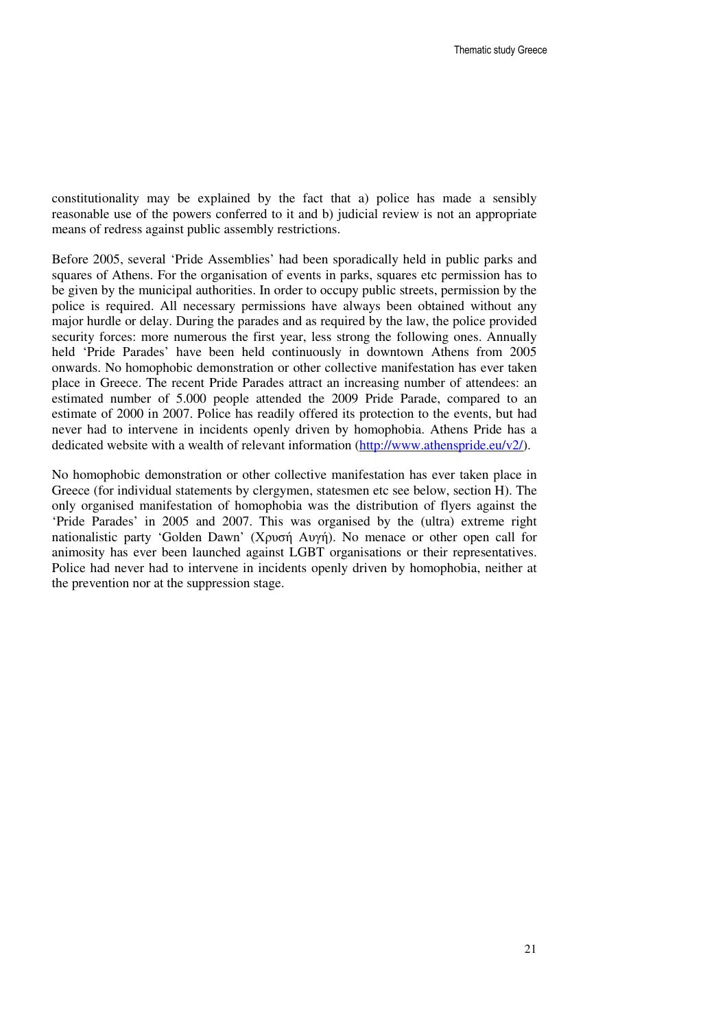constitutionality may be explained by the fact that a) police has made a sensibly reasonable use of the powers conferred to it and b) judicial review is not an appropriate means of redress against public assembly restrictions.

Before 2005, several 'Pride Assemblies' had been sporadically held in public parks and squares of Athens. For the organisation of events in parks, squares etc permission has to be given by the municipal authorities. In order to occupy public streets, permission by the police is required. All necessary permissions have always been obtained without any major hurdle or delay. During the parades and as required by the law, the police provided security forces: more numerous the first year, less strong the following ones. Annually held 'Pride Parades' have been held continuously in downtown Athens from 2005 onwards. No homophobic demonstration or other collective manifestation has ever taken place in Greece. The recent Pride Parades attract an increasing number of attendees: an estimated number of 5.000 people attended the 2009 Pride Parade, compared to an estimate of 2000 in 2007. Police has readily offered its protection to the events, but had never had to intervene in incidents openly driven by homophobia. Athens Pride has a dedicated website with a wealth of relevant information (http://www.athenspride.eu/v2/).

No homophobic demonstration or other collective manifestation has ever taken place in Greece (for individual statements by clergymen, statesmen etc see below, section H). The only organised manifestation of homophobia was the distribution of flyers against the 'Pride Parades' in 2005 and 2007. This was organised by the (ultra) extreme right nationalistic party 'Golden Dawn' (Χρυσή Αυγή). No menace or other open call for animosity has ever been launched against LGBT organisations or their representatives. Police had never had to intervene in incidents openly driven by homophobia, neither at the prevention nor at the suppression stage.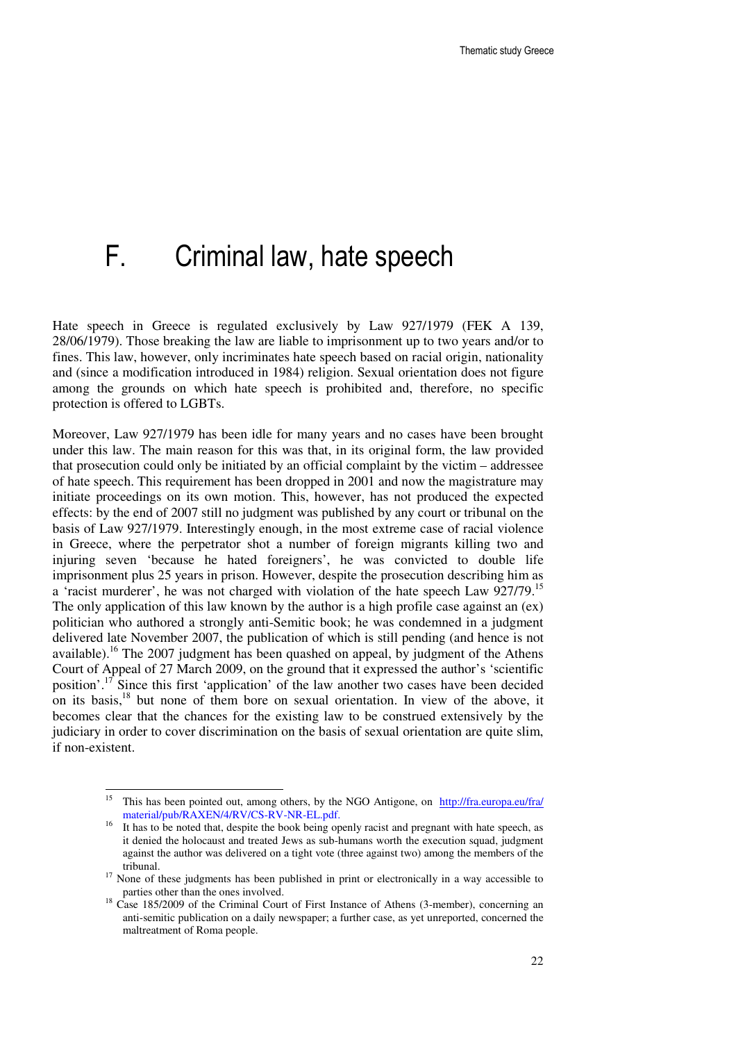# F. Criminal law, hate speech

Hate speech in Greece is regulated exclusively by Law 927/1979 (FEK A 139, 28/06/1979). Those breaking the law are liable to imprisonment up to two years and/or to fines. This law, however, only incriminates hate speech based on racial origin, nationality and (since a modification introduced in 1984) religion. Sexual orientation does not figure among the grounds on which hate speech is prohibited and, therefore, no specific protection is offered to LGBTs.

Moreover, Law 927/1979 has been idle for many years and no cases have been brought under this law. The main reason for this was that, in its original form, the law provided that prosecution could only be initiated by an official complaint by the victim – addressee of hate speech. This requirement has been dropped in 2001 and now the magistrature may initiate proceedings on its own motion. This, however, has not produced the expected effects: by the end of 2007 still no judgment was published by any court or tribunal on the basis of Law 927/1979. Interestingly enough, in the most extreme case of racial violence in Greece, where the perpetrator shot a number of foreign migrants killing two and injuring seven 'because he hated foreigners', he was convicted to double life imprisonment plus 25 years in prison. However, despite the prosecution describing him as a 'racist murderer', he was not charged with violation of the hate speech Law 927/79.[15] The only application of this law known by the author is a high profile case against an (ex) politician who authored a strongly anti-Semitic book; he was condemned in a judgment delivered late November 2007, the publication of which is still pending (and hence is not available).[16] The 2007 judgment has been quashed on appeal, by judgment of the Athens Court of Appeal of 27 March 2009, on the ground that it expressed the author's 'scientific position'.[17] Since this first 'application' of the law another two cases have been decided on its basis,[18] but none of them bore on sexual orientation. In view of the above, it becomes clear that the chances for the existing law to be construed extensively by the judiciary in order to cover discrimination on the basis of sexual orientation are quite slim, if non-existent.

---

[15] This has been pointed out, among others, by the NGO Antigone, on http://fra.europa.eu/fra/material/pub/RAXEN/4/RV/CS-RV-NR-EL.pdf.

[16] It has to be noted that, despite the book being openly racist and pregnant with hate speech, as it denied the holocaust and treated Jews as sub-humans worth the execution squad, judgment against the author was delivered on a tight vote (three against two) among the members of the tribunal.

[17] None of these judgments has been published in print or electronically in a way accessible to parties other than the ones involved.

[18] Case 185/2009 of the Criminal Court of First Instance of Athens (3-member), concerning an anti-semitic publication on a daily newspaper; a further case, as yet unreported, concerned the maltreatment of Roma people.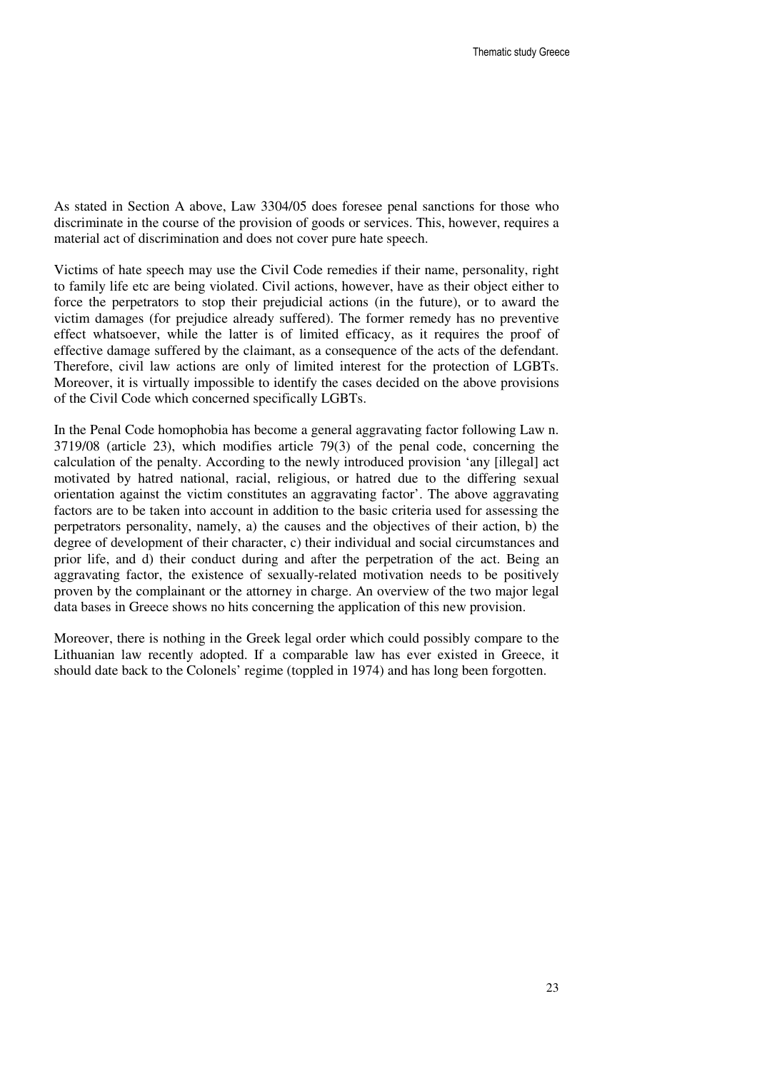As stated in Section A above, Law 3304/05 does foresee penal sanctions for those who discriminate in the course of the provision of goods or services. This, however, requires a material act of discrimination and does not cover pure hate speech.

Victims of hate speech may use the Civil Code remedies if their name, personality, right to family life etc are being violated. Civil actions, however, have as their object either to force the perpetrators to stop their prejudicial actions (in the future), or to award the victim damages (for prejudice already suffered). The former remedy has no preventive effect whatsoever, while the latter is of limited efficacy, as it requires the proof of effective damage suffered by the claimant, as a consequence of the acts of the defendant. Therefore, civil law actions are only of limited interest for the protection of LGBTs. Moreover, it is virtually impossible to identify the cases decided on the above provisions of the Civil Code which concerned specifically LGBTs.

In the Penal Code homophobia has become a general aggravating factor following Law n. 3719/08 (article 23), which modifies article 79(3) of the penal code, concerning the calculation of the penalty. According to the newly introduced provision 'any [illegal] act motivated by hatred national, racial, religious, or hatred due to the differing sexual orientation against the victim constitutes an aggravating factor'. The above aggravating factors are to be taken into account in addition to the basic criteria used for assessing the perpetrators personality, namely, a) the causes and the objectives of their action, b) the degree of development of their character, c) their individual and social circumstances and prior life, and d) their conduct during and after the perpetration of the act. Being an aggravating factor, the existence of sexually-related motivation needs to be positively proven by the complainant or the attorney in charge. An overview of the two major legal data bases in Greece shows no hits concerning the application of this new provision.

Moreover, there is nothing in the Greek legal order which could possibly compare to the Lithuanian law recently adopted. If a comparable law has ever existed in Greece, it should date back to the Colonels' regime (toppled in 1974) and has long been forgotten.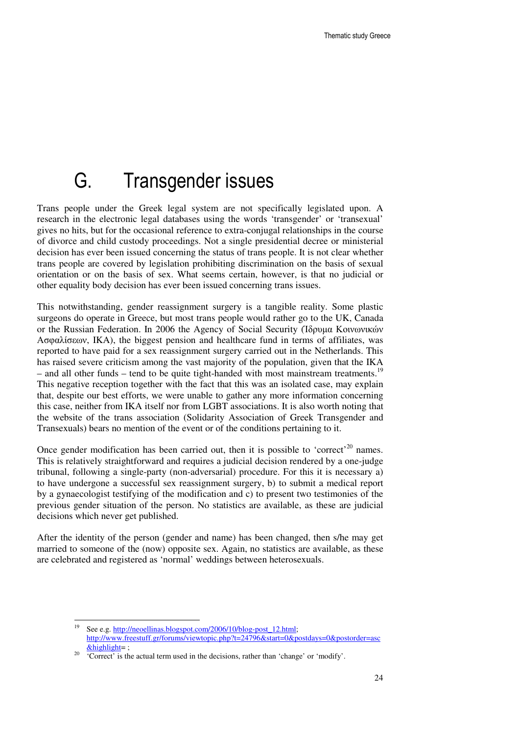# G. Transgender issues

Trans people under the Greek legal system are not specifically legislated upon. A research in the electronic legal databases using the words 'transgender' or 'transexual' gives no hits, but for the occasional reference to extra-conjugal relationships in the course of divorce and child custody proceedings. Not a single presidential decree or ministerial decision has ever been issued concerning the status of trans people. It is not clear whether trans people are covered by legislation prohibiting discrimination on the basis of sexual orientation or on the basis of sex. What seems certain, however, is that no judicial or other equality body decision has ever been issued concerning trans issues.

This notwithstanding, gender reassignment surgery is a tangible reality. Some plastic surgeons do operate in Greece, but most trans people would rather go to the UK, Canada or the Russian Federation. In 2006 the Agency of Social Security (Ίδρυμα Κοινωνικών Ασφαλίσεων, IKA), the biggest pension and healthcare fund in terms of affiliates, was reported to have paid for a sex reassignment surgery carried out in the Netherlands. This has raised severe criticism among the vast majority of the population, given that the IKA – and all other funds – tend to be quite tight-handed with most mainstream treatments.[19] This negative reception together with the fact that this was an isolated case, may explain that, despite our best efforts, we were unable to gather any more information concerning this case, neither from IKA itself nor from LGBT associations. It is also worth noting that the website of the trans association (Solidarity Association of Greek Transgender and Transexuals) bears no mention of the event or of the conditions pertaining to it.

Once gender modification has been carried out, then it is possible to 'correct'[20] names. This is relatively straightforward and requires a judicial decision rendered by a one-judge tribunal, following a single-party (non-adversarial) procedure. For this it is necessary a) to have undergone a successful sex reassignment surgery, b) to submit a medical report by a gynaecologist testifying of the modification and c) to present two testimonies of the previous gender situation of the person. No statistics are available, as these are judicial decisions which never get published.

After the identity of the person (gender and name) has been changed, then s/he may get married to someone of the (now) opposite sex. Again, no statistics are available, as these are celebrated and registered as 'normal' weddings between heterosexuals.

---

[19] See e.g. http://neoellinas.blogspot.com/2006/10/blog-post_12.html; http://www.freestuff.gr/forums/viewtopic.php?t=24796&start=0&postdays=0&postorder=asc&highlight= ;

[20] 'Correct' is the actual term used in the decisions, rather than 'change' or 'modify'.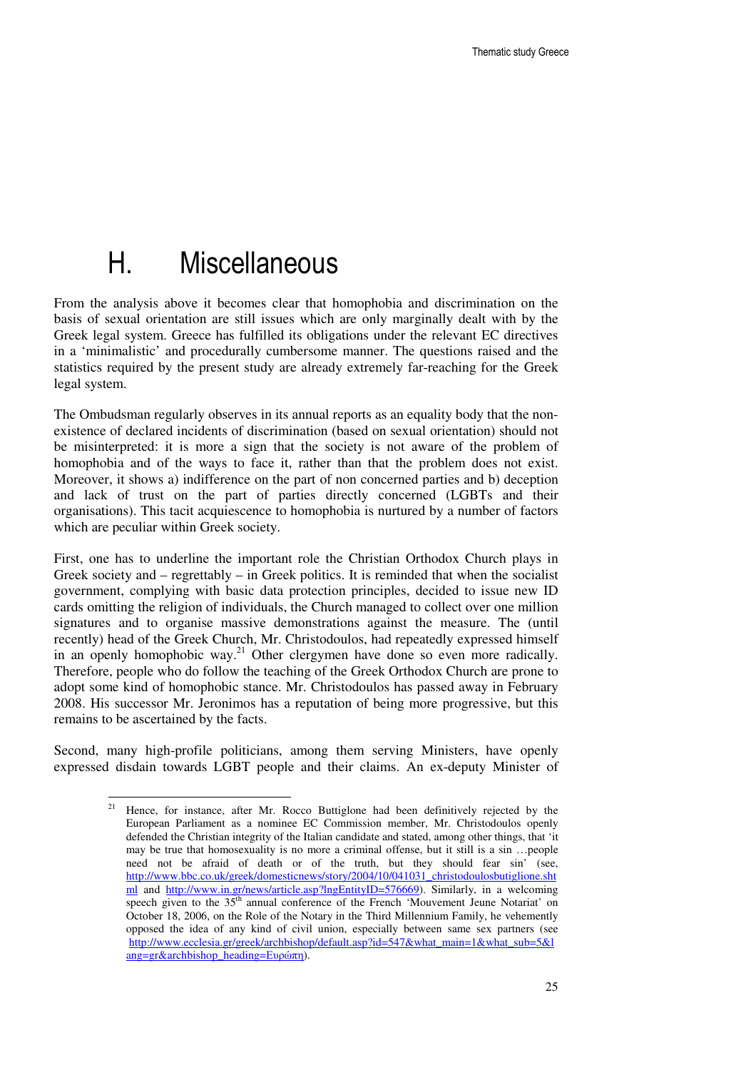# H. Miscellaneous

From the analysis above it becomes clear that homophobia and discrimination on the basis of sexual orientation are still issues which are only marginally dealt with by the Greek legal system. Greece has fulfilled its obligations under the relevant EC directives in a 'minimalistic' and procedurally cumbersome manner. The questions raised and the statistics required by the present study are already extremely far-reaching for the Greek legal system.

The Ombudsman regularly observes in its annual reports as an equality body that the non-existence of declared incidents of discrimination (based on sexual orientation) should not be misinterpreted: it is more a sign that the society is not aware of the problem of homophobia and of the ways to face it, rather than that the problem does not exist. Moreover, it shows a) indifference on the part of non concerned parties and b) deception and lack of trust on the part of parties directly concerned (LGBTs and their organisations). This tacit acquiescence to homophobia is nurtured by a number of factors which are peculiar within Greek society.

First, one has to underline the important role the Christian Orthodox Church plays in Greek society and – regrettably – in Greek politics. It is reminded that when the socialist government, complying with basic data protection principles, decided to issue new ID cards omitting the religion of individuals, the Church managed to collect over one million signatures and to organise massive demonstrations against the measure. The (until recently) head of the Greek Church, Mr. Christodoulos, had repeatedly expressed himself in an openly homophobic way.[21] Other clergymen have done so even more radically. Therefore, people who do follow the teaching of the Greek Orthodox Church are prone to adopt some kind of homophobic stance. Mr. Christodoulos has passed away in February 2008. His successor Mr. Jeronimos has a reputation of being more progressive, but this remains to be ascertained by the facts.

Second, many high-profile politicians, among them serving Ministers, have openly expressed disdain towards LGBT people and their claims. An ex-deputy Minister of

---

[21] Hence, for instance, after Mr. Rocco Buttiglone had been definitively rejected by the European Parliament as a nominee EC Commission member, Mr. Christodoulos openly defended the Christian integrity of the Italian candidate and stated, among other things, that 'it may be true that homosexuality is no more a criminal offense, but it still is a sin …people need not be afraid of death or of the truth, but they should fear sin' (see, http://www.bbc.co.uk/greek/domesticnews/story/2004/10/041031_christodoulosbutiglione.shtml and http://www.in.gr/news/article.asp?lngEntityID=576669). Similarly, in a welcoming speech given to the 35th annual conference of the French 'Mouvement Jeune Notariat' on October 18, 2006, on the Role of the Notary in the Third Millennium Family, he vehemently opposed the idea of any kind of civil union, especially between same sex partners (see http://www.ecclesia.gr/greek/archbishop/default.asp?id=547&what_main=1&what_sub=5&lang=gr&archbishop_heading=Ευρώπη).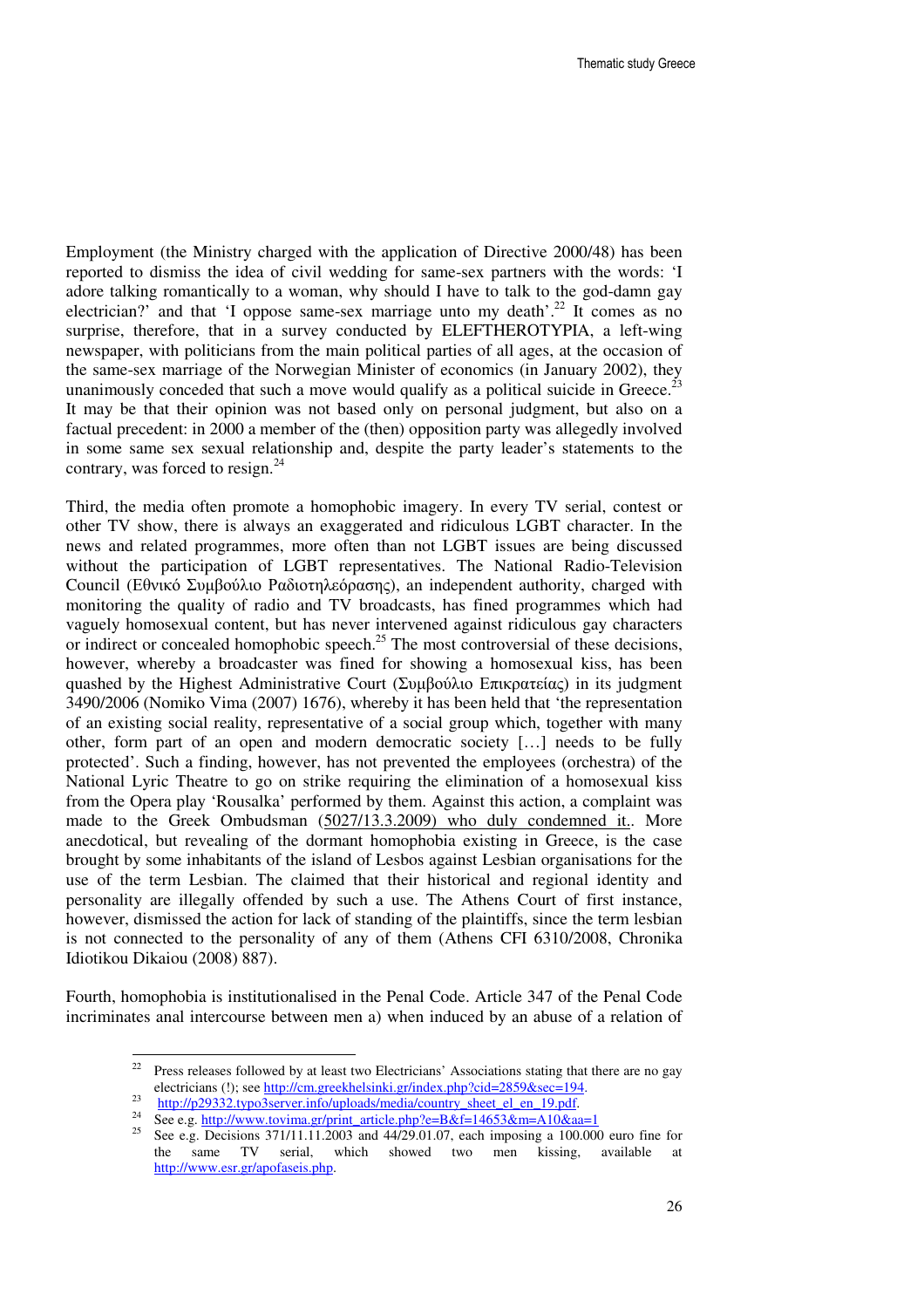Employment (the Ministry charged with the application of Directive 2000/48) has been reported to dismiss the idea of civil wedding for same-sex partners with the words: 'I adore talking romantically to a woman, why should I have to talk to the god-damn gay electrician?' and that 'I oppose same-sex marriage unto my death'.[22] It comes as no surprise, therefore, that in a survey conducted by ELEFTHEROTYPIA, a left-wing newspaper, with politicians from the main political parties of all ages, at the occasion of the same-sex marriage of the Norwegian Minister of economics (in January 2002), they unanimously conceded that such a move would qualify as a political suicide in Greece.[23] It may be that their opinion was not based only on personal judgment, but also on a factual precedent: in 2000 a member of the (then) opposition party was allegedly involved in some same sex sexual relationship and, despite the party leader's statements to the contrary, was forced to resign.[24]

Third, the media often promote a homophobic imagery. In every TV serial, contest or other TV show, there is always an exaggerated and ridiculous LGBT character. In the news and related programmes, more often than not LGBT issues are being discussed without the participation of LGBT representatives. The National Radio-Television Council (Εθνικό Συμβούλιο Ραδιοτηλεόρασης), an independent authority, charged with monitoring the quality of radio and TV broadcasts, has fined programmes which had vaguely homosexual content, but has never intervened against ridiculous gay characters or indirect or concealed homophobic speech.[25] The most controversial of these decisions, however, whereby a broadcaster was fined for showing a homosexual kiss, has been quashed by the Highest Administrative Court (Συμβούλιο Επικρατείας) in its judgment 3490/2006 (Nomiko Vima (2007) 1676), whereby it has been held that 'the representation of an existing social reality, representative of a social group which, together with many other, form part of an open and modern democratic society […] needs to be fully protected'. Such a finding, however, has not prevented the employees (orchestra) of the National Lyric Theatre to go on strike requiring the elimination of a homosexual kiss from the Opera play 'Rousalka' performed by them. Against this action, a complaint was made to the Greek Ombudsman (5027/13.3.2009) who duly condemned it.. More anecdotical, but revealing of the dormant homophobia existing in Greece, is the case brought by some inhabitants of the island of Lesbos against Lesbian organisations for the use of the term Lesbian. The claimed that their historical and regional identity and personality are illegally offended by such a use. The Athens Court of first instance, however, dismissed the action for lack of standing of the plaintiffs, since the term lesbian is not connected to the personality of any of them (Athens CFI 6310/2008, Chronika Idiotikou Dikaiou (2008) 887).

Fourth, homophobia is institutionalised in the Penal Code. Article 347 of the Penal Code incriminates anal intercourse between men a) when induced by an abuse of a relation of

---

[22] Press releases followed by at least two Electricians' Associations stating that there are no gay electricians (!); see http://cm.greekhelsinki.gr/index.php?cid=2859&sec=194.

[23] http://p29332.typo3server.info/uploads/media/country_sheet_el_en_19.pdf.

[24] See e.g. http://www.tovima.gr/print_article.php?e=B&f=14653&m=A10&aa=1

[25] See e.g. Decisions 371/11.11.2003 and 44/29.01.07, each imposing a 100.000 euro fine for the same TV serial, which showed two men kissing, available at http://www.esr.gr/apofaseis.php.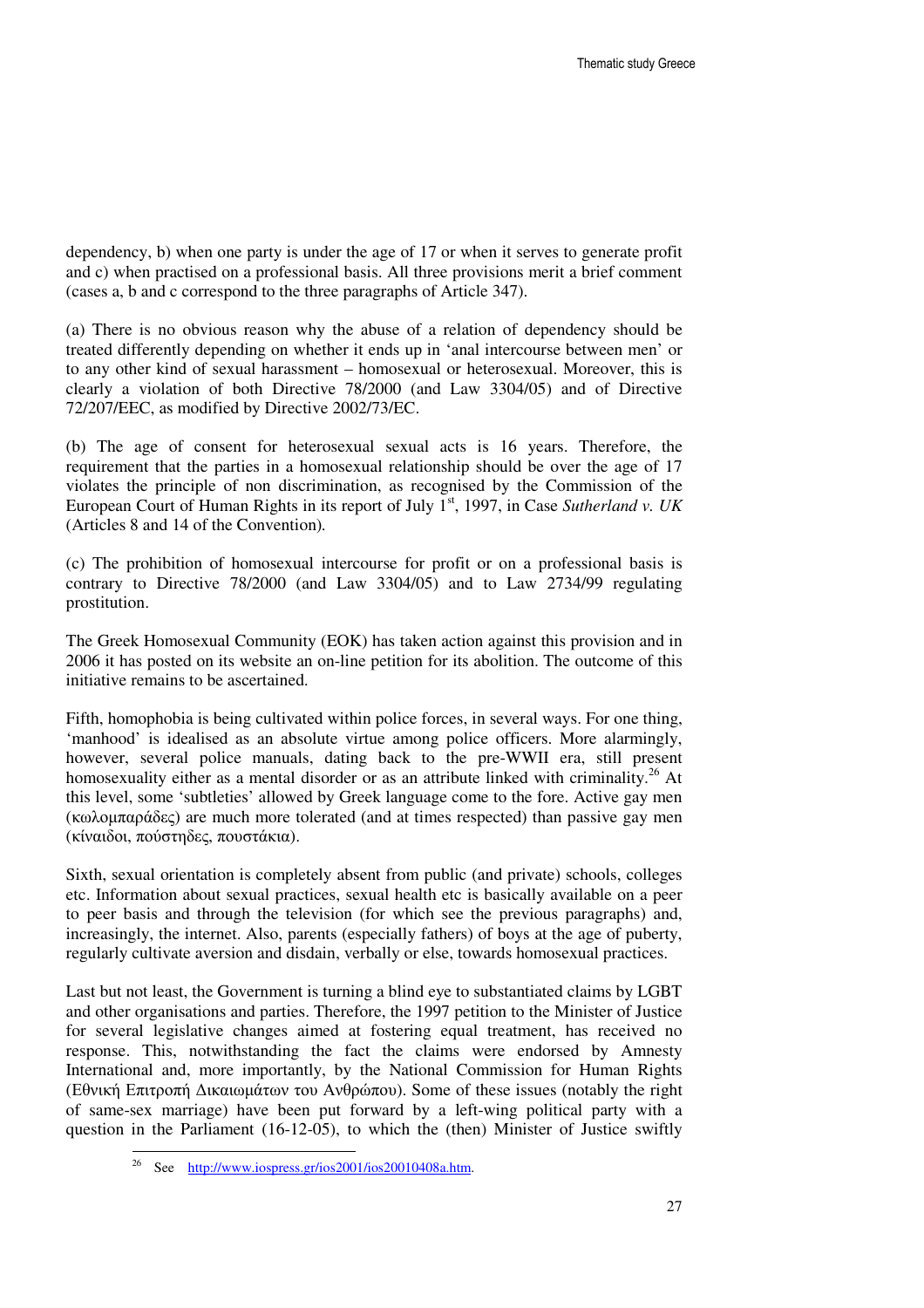dependency, b) when one party is under the age of 17 or when it serves to generate profit and c) when practised on a professional basis. All three provisions merit a brief comment (cases a, b and c correspond to the three paragraphs of Article 347).

(a) There is no obvious reason why the abuse of a relation of dependency should be treated differently depending on whether it ends up in 'anal intercourse between men' or to any other kind of sexual harassment – homosexual or heterosexual. Moreover, this is clearly a violation of both Directive 78/2000 (and Law 3304/05) and of Directive 72/207/EEC, as modified by Directive 2002/73/EC.

(b) The age of consent for heterosexual sexual acts is 16 years. Therefore, the requirement that the parties in a homosexual relationship should be over the age of 17 violates the principle of non discrimination, as recognised by the Commission of the European Court of Human Rights in its report of July 1st, 1997, in Case *Sutherland v. UK* (Articles 8 and 14 of the Convention).

(c) The prohibition of homosexual intercourse for profit or on a professional basis is contrary to Directive 78/2000 (and Law 3304/05) and to Law 2734/99 regulating prostitution.

The Greek Homosexual Community (EOK) has taken action against this provision and in 2006 it has posted on its website an on-line petition for its abolition. The outcome of this initiative remains to be ascertained.

Fifth, homophobia is being cultivated within police forces, in several ways. For one thing, 'manhood' is idealised as an absolute virtue among police officers. More alarmingly, however, several police manuals, dating back to the pre-WWII era, still present homosexuality either as a mental disorder or as an attribute linked with criminality.[26] At this level, some 'subtleties' allowed by Greek language come to the fore. Active gay men (κωλομπαράδες) are much more tolerated (and at times respected) than passive gay men (κίναιδοι, πούστηδες, πουστάκια).

Sixth, sexual orientation is completely absent from public (and private) schools, colleges etc. Information about sexual practices, sexual health etc is basically available on a peer to peer basis and through the television (for which see the previous paragraphs) and, increasingly, the internet. Also, parents (especially fathers) of boys at the age of puberty, regularly cultivate aversion and disdain, verbally or else, towards homosexual practices.

Last but not least, the Government is turning a blind eye to substantiated claims by LGBT and other organisations and parties. Therefore, the 1997 petition to the Minister of Justice for several legislative changes aimed at fostering equal treatment, has received no response. This, notwithstanding the fact the claims were endorsed by Amnesty International and, more importantly, by the National Commission for Human Rights (Εθνική Επιτροπή Δικαιωμάτων του Ανθρώπου). Some of these issues (notably the right of same-sex marriage) have been put forward by a left-wing political party with a question in the Parliament (16-12-05), to which the (then) Minister of Justice swiftly

[26] See http://www.iospress.gr/ios2001/ios20010408a.htm.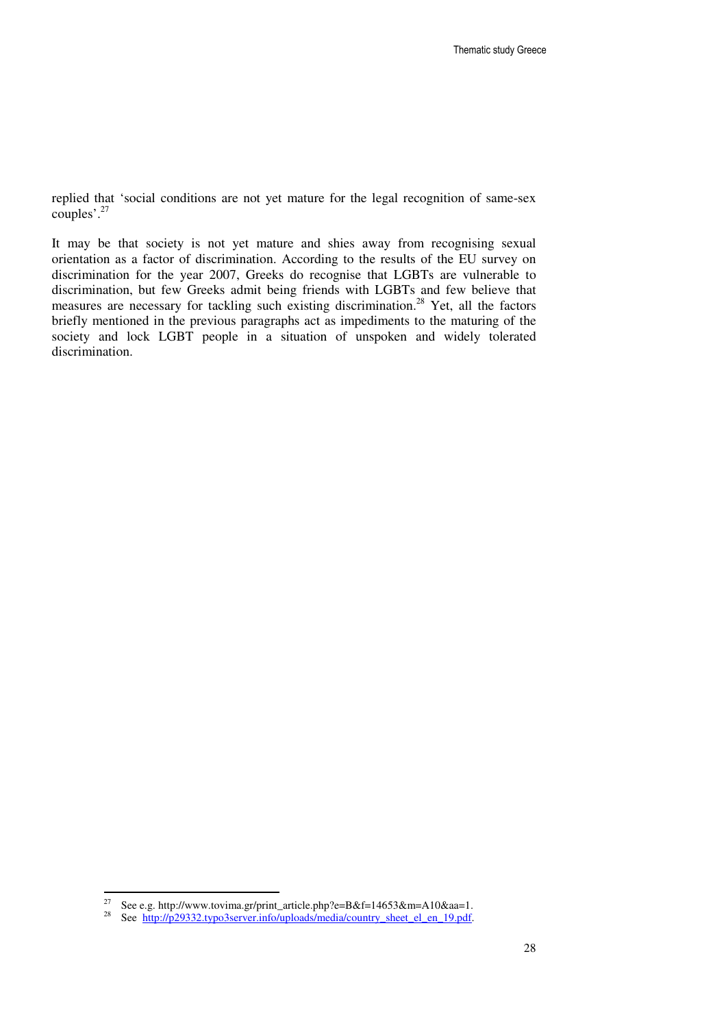replied that 'social conditions are not yet mature for the legal recognition of same-sex couples'.[27]

It may be that society is not yet mature and shies away from recognising sexual orientation as a factor of discrimination. According to the results of the EU survey on discrimination for the year 2007, Greeks do recognise that LGBTs are vulnerable to discrimination, but few Greeks admit being friends with LGBTs and few believe that measures are necessary for tackling such existing discrimination.[28] Yet, all the factors briefly mentioned in the previous paragraphs act as impediments to the maturing of the society and lock LGBT people in a situation of unspoken and widely tolerated discrimination.

---

[27] See e.g. http://www.tovima.gr/print_article.php?e=B&f=14653&m=A10&aa=1.

[28] See http://p29332.typo3server.info/uploads/media/country_sheet_el_en_19.pdf.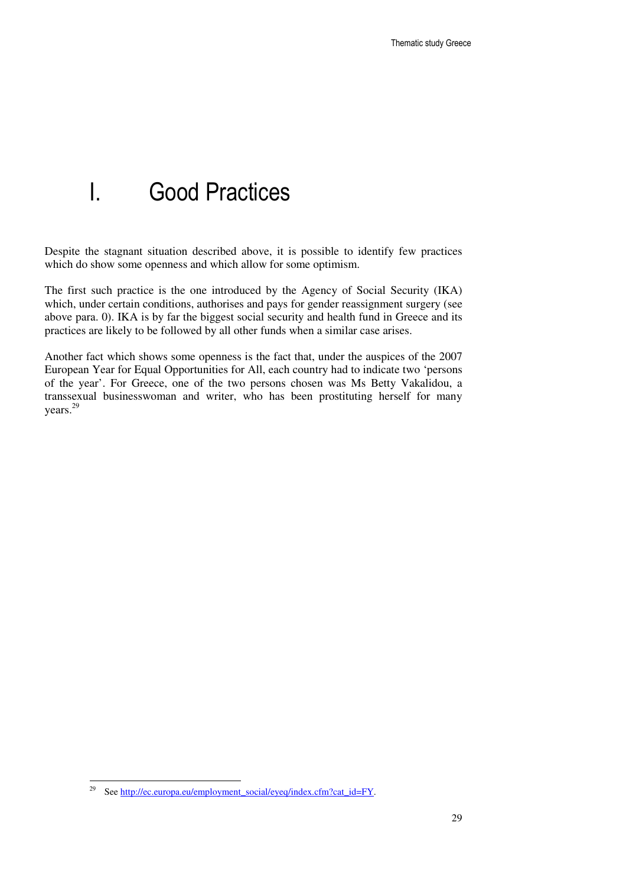# I. Good Practices

Despite the stagnant situation described above, it is possible to identify few practices which do show some openness and which allow for some optimism.

The first such practice is the one introduced by the Agency of Social Security (IKA) which, under certain conditions, authorises and pays for gender reassignment surgery (see above para. 0). IKA is by far the biggest social security and health fund in Greece and its practices are likely to be followed by all other funds when a similar case arises.

Another fact which shows some openness is the fact that, under the auspices of the 2007 European Year for Equal Opportunities for All, each country had to indicate two 'persons of the year'. For Greece, one of the two persons chosen was Ms Betty Vakalidou, a transsexual businesswoman and writer, who has been prostituting herself for many years.[29]

---

[29] See http://ec.europa.eu/employment_social/eyeq/index.cfm?cat_id=FY.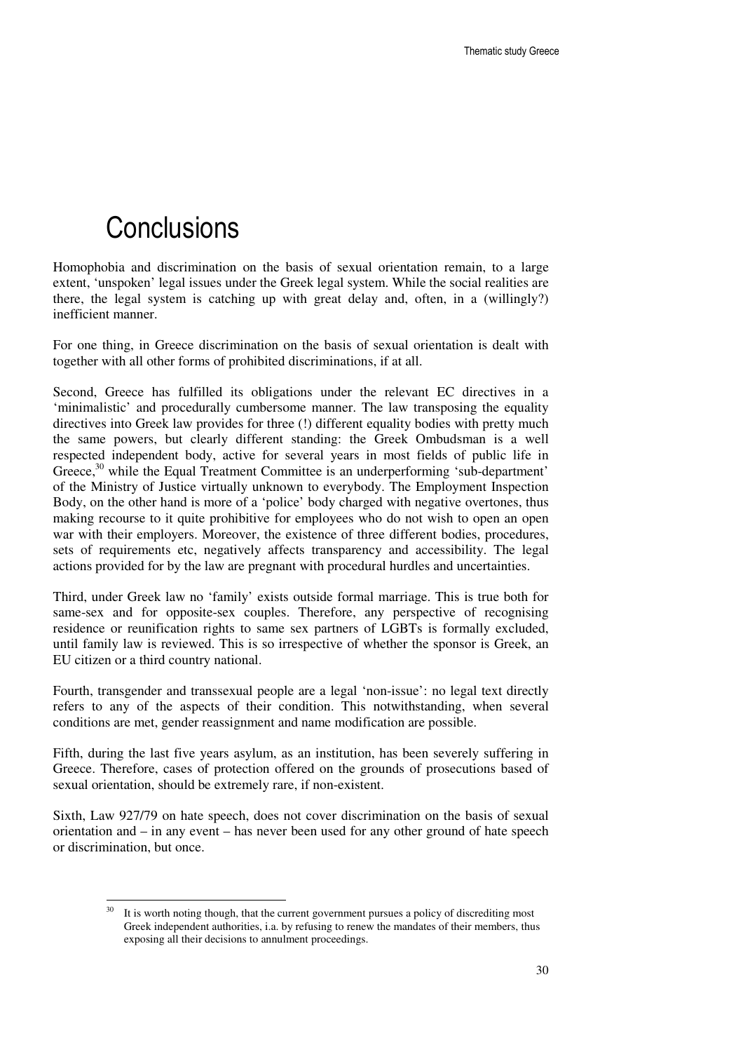# Conclusions

Homophobia and discrimination on the basis of sexual orientation remain, to a large extent, 'unspoken' legal issues under the Greek legal system. While the social realities are there, the legal system is catching up with great delay and, often, in a (willingly?) inefficient manner.

For one thing, in Greece discrimination on the basis of sexual orientation is dealt with together with all other forms of prohibited discriminations, if at all.

Second, Greece has fulfilled its obligations under the relevant EC directives in a 'minimalistic' and procedurally cumbersome manner. The law transposing the equality directives into Greek law provides for three (!) different equality bodies with pretty much the same powers, but clearly different standing: the Greek Ombudsman is a well respected independent body, active for several years in most fields of public life in Greece,[30] while the Equal Treatment Committee is an underperforming 'sub-department' of the Ministry of Justice virtually unknown to everybody. The Employment Inspection Body, on the other hand is more of a 'police' body charged with negative overtones, thus making recourse to it quite prohibitive for employees who do not wish to open an open war with their employers. Moreover, the existence of three different bodies, procedures, sets of requirements etc, negatively affects transparency and accessibility. The legal actions provided for by the law are pregnant with procedural hurdles and uncertainties.

Third, under Greek law no 'family' exists outside formal marriage. This is true both for same-sex and for opposite-sex couples. Therefore, any perspective of recognising residence or reunification rights to same sex partners of LGBTs is formally excluded, until family law is reviewed. This is so irrespective of whether the sponsor is Greek, an EU citizen or a third country national.

Fourth, transgender and transsexual people are a legal 'non-issue': no legal text directly refers to any of the aspects of their condition. This notwithstanding, when several conditions are met, gender reassignment and name modification are possible.

Fifth, during the last five years asylum, as an institution, has been severely suffering in Greece. Therefore, cases of protection offered on the grounds of prosecutions based of sexual orientation, should be extremely rare, if non-existent.

Sixth, Law 927/79 on hate speech, does not cover discrimination on the basis of sexual orientation and – in any event – has never been used for any other ground of hate speech or discrimination, but once.

---

[30] It is worth noting though, that the current government pursues a policy of discrediting most Greek independent authorities, i.a. by refusing to renew the mandates of their members, thus exposing all their decisions to annulment proceedings.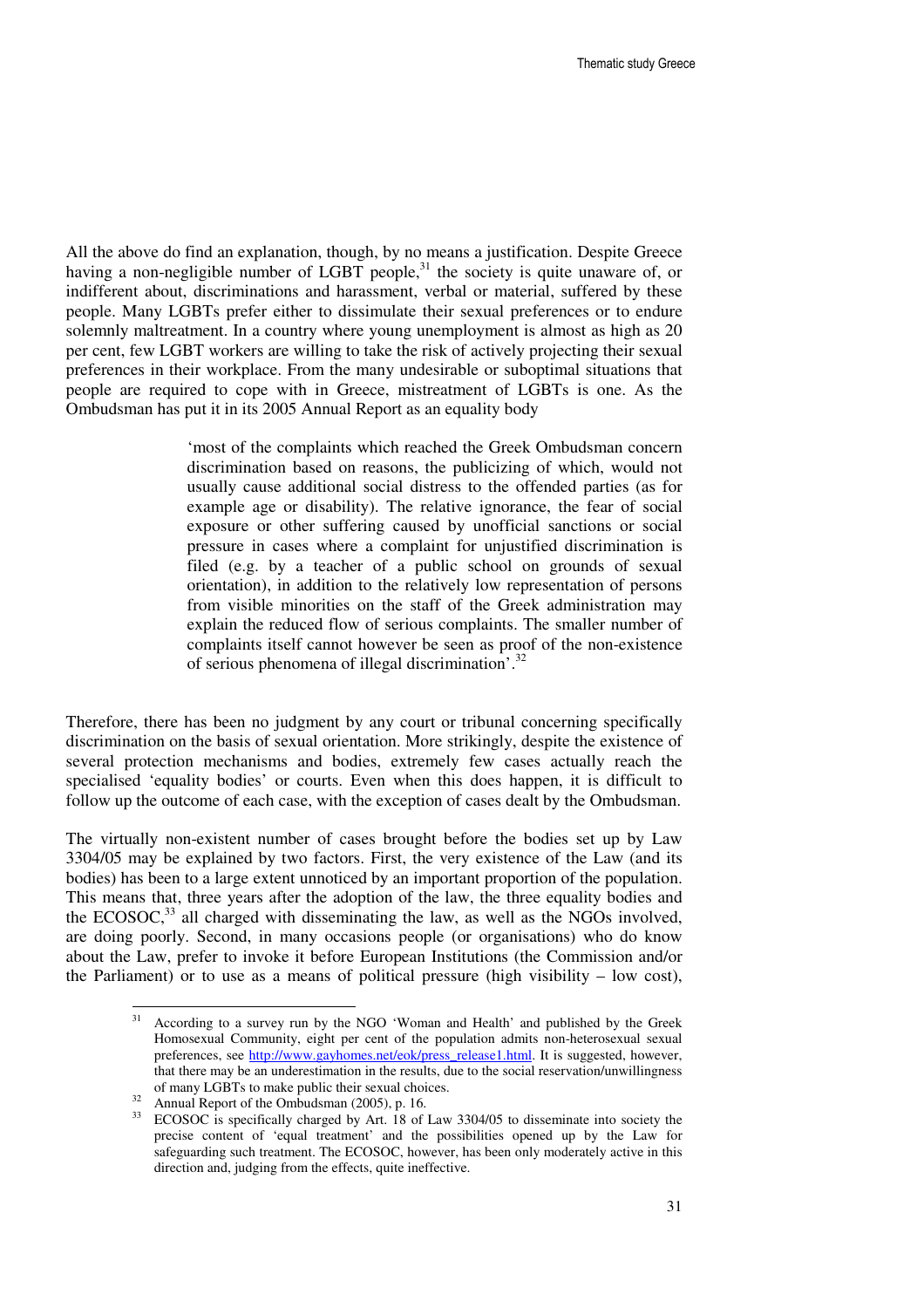All the above do find an explanation, though, by no means a justification. Despite Greece having a non-negligible number of LGBT people,[31] the society is quite unaware of, or indifferent about, discriminations and harassment, verbal or material, suffered by these people. Many LGBTs prefer either to dissimulate their sexual preferences or to endure solemnly maltreatment. In a country where young unemployment is almost as high as 20 per cent, few LGBT workers are willing to take the risk of actively projecting their sexual preferences in their workplace. From the many undesirable or suboptimal situations that people are required to cope with in Greece, mistreatment of LGBTs is one. As the Ombudsman has put it in its 2005 Annual Report as an equality body

> 'most of the complaints which reached the Greek Ombudsman concern discrimination based on reasons, the publicizing of which, would not usually cause additional social distress to the offended parties (as for example age or disability). The relative ignorance, the fear of social exposure or other suffering caused by unofficial sanctions or social pressure in cases where a complaint for unjustified discrimination is filed (e.g. by a teacher of a public school on grounds of sexual orientation), in addition to the relatively low representation of persons from visible minorities on the staff of the Greek administration may explain the reduced flow of serious complaints. The smaller number of complaints itself cannot however be seen as proof of the non-existence of serious phenomena of illegal discrimination'.[32]

Therefore, there has been no judgment by any court or tribunal concerning specifically discrimination on the basis of sexual orientation. More strikingly, despite the existence of several protection mechanisms and bodies, extremely few cases actually reach the specialised 'equality bodies' or courts. Even when this does happen, it is difficult to follow up the outcome of each case, with the exception of cases dealt by the Ombudsman.

The virtually non-existent number of cases brought before the bodies set up by Law 3304/05 may be explained by two factors. First, the very existence of the Law (and its bodies) has been to a large extent unnoticed by an important proportion of the population. This means that, three years after the adoption of the law, the three equality bodies and the ECOSOC,[33] all charged with disseminating the law, as well as the NGOs involved, are doing poorly. Second, in many occasions people (or organisations) who do know about the Law, prefer to invoke it before European Institutions (the Commission and/or the Parliament) or to use as a means of political pressure (high visibility – low cost),

---

[31] According to a survey run by the NGO 'Woman and Health' and published by the Greek Homosexual Community, eight per cent of the population admits non-heterosexual sexual preferences, see http://www.gayhomes.net/eok/press_release1.html. It is suggested, however, that there may be an underestimation in the results, due to the social reservation/unwillingness of many LGBTs to make public their sexual choices.

[32] Annual Report of the Ombudsman (2005), p. 16.

[33] ECOSOC is specifically charged by Art. 18 of Law 3304/05 to disseminate into society the precise content of 'equal treatment' and the possibilities opened up by the Law for safeguarding such treatment. The ECOSOC, however, has been only moderately active in this direction and, judging from the effects, quite ineffective.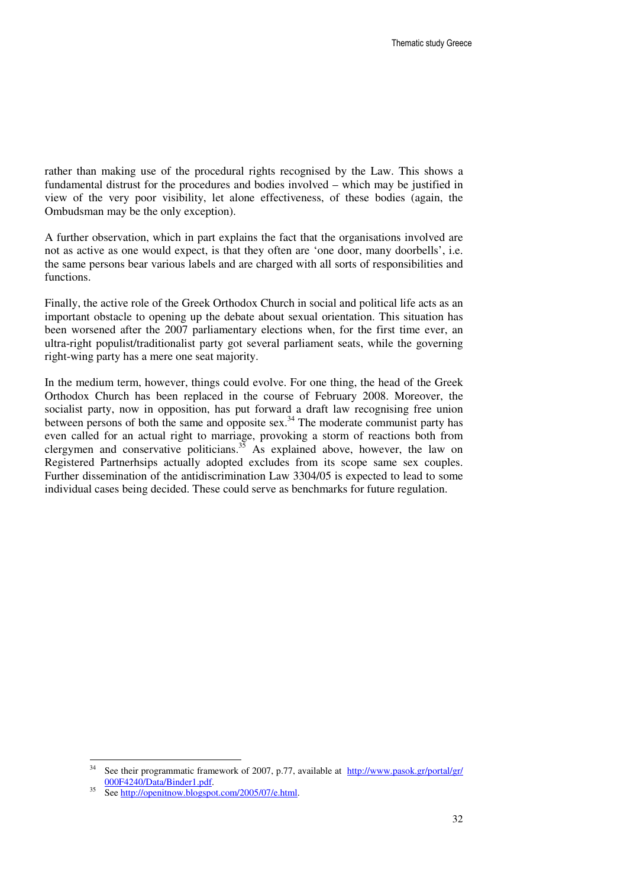rather than making use of the procedural rights recognised by the Law. This shows a fundamental distrust for the procedures and bodies involved – which may be justified in view of the very poor visibility, let alone effectiveness, of these bodies (again, the Ombudsman may be the only exception).

A further observation, which in part explains the fact that the organisations involved are not as active as one would expect, is that they often are 'one door, many doorbells', i.e. the same persons bear various labels and are charged with all sorts of responsibilities and functions.

Finally, the active role of the Greek Orthodox Church in social and political life acts as an important obstacle to opening up the debate about sexual orientation. This situation has been worsened after the 2007 parliamentary elections when, for the first time ever, an ultra-right populist/traditionalist party got several parliament seats, while the governing right-wing party has a mere one seat majority.

In the medium term, however, things could evolve. For one thing, the head of the Greek Orthodox Church has been replaced in the course of February 2008. Moreover, the socialist party, now in opposition, has put forward a draft law recognising free union between persons of both the same and opposite sex.[34] The moderate communist party has even called for an actual right to marriage, provoking a storm of reactions both from clergymen and conservative politicians.[35] As explained above, however, the law on Registered Partnerhsips actually adopted excludes from its scope same sex couples. Further dissemination of the antidiscrimination Law 3304/05 is expected to lead to some individual cases being decided. These could serve as benchmarks for future regulation.

---

[34] See their programmatic framework of 2007, p.77, available at http://www.pasok.gr/portal/gr/000F4240/Data/Binder1.pdf.

[35] See http://openitnow.blogspot.com/2005/07/e.html.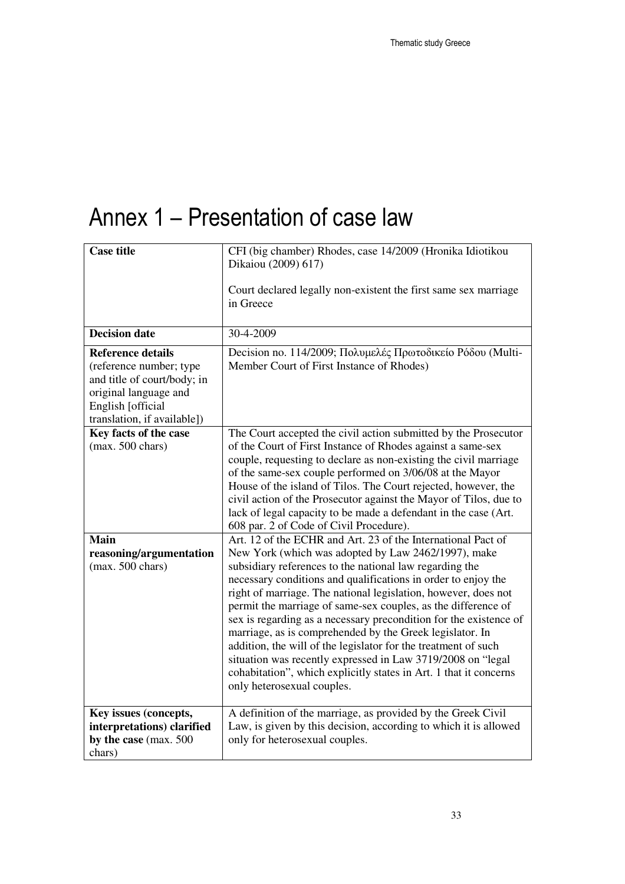# Annex 1 – Presentation of case law

| **Case title** | CFI (big chamber) Rhodes, case 14/2009 (Hronika Idiotikou Dikaiou (2009) 617)<br><br>Court declared legally non-existent the first same sex marriage in Greece |
|---|---|
| **Decision date** | 30-4-2009 |
| **Reference details** (reference number; type and title of court/body; in original language and English [official translation, if available]) | Decision no. 114/2009; Πολυμελές Πρωτοδικείο Ρόδου (Multi-Member Court of First Instance of Rhodes) |
| **Key facts of the case** (max. 500 chars) | The Court accepted the civil action submitted by the Prosecutor of the Court of First Instance of Rhodes against a same-sex couple, requesting to declare as non-existing the civil marriage of the same-sex couple performed on 3/06/08 at the Mayor House of the island of Tilos. The Court rejected, however, the civil action of the Prosecutor against the Mayor of Tilos, due to lack of legal capacity to be made a defendant in the case (Art. 608 par. 2 of Code of Civil Procedure). |
| **Main reasoning/argumentation** (max. 500 chars) | Art. 12 of the ECHR and Art. 23 of the International Pact of New York (which was adopted by Law 2462/1997), make subsidiary references to the national law regarding the necessary conditions and qualifications in order to enjoy the right of marriage. The national legislation, however, does not permit the marriage of same-sex couples, as the difference of sex is regarding as a necessary precondition for the existence of marriage, as is comprehended by the Greek legislator. In addition, the will of the legislator for the treatment of such situation was recently expressed in Law 3719/2008 on "legal cohabitation", which explicitly states in Art. 1 that it concerns only heterosexual couples. |
| **Key issues (concepts, interpretations) clarified by the case** (max. 500 chars) | A definition of the marriage, as provided by the Greek Civil Law, is given by this decision, according to which it is allowed only for heterosexual couples. |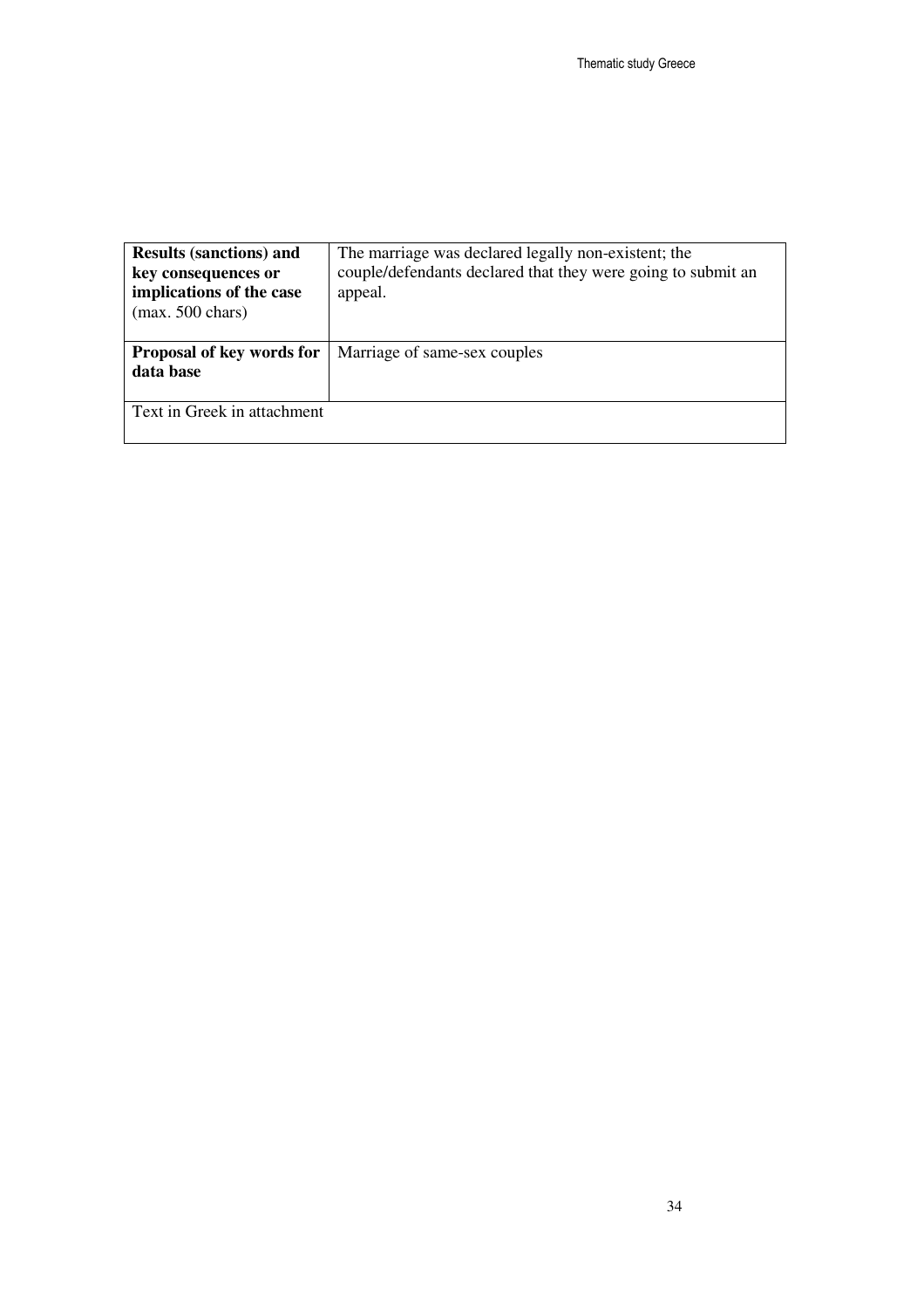| **Results (sanctions) and key consequences or implications of the case** (max. 500 chars) | The marriage was declared legally non-existent; the couple/defendants declared that they were going to submit an appeal. |
|---|---|
| **Proposal of key words for data base** | Marriage of same-sex couples |
| Text in Greek in attachment | |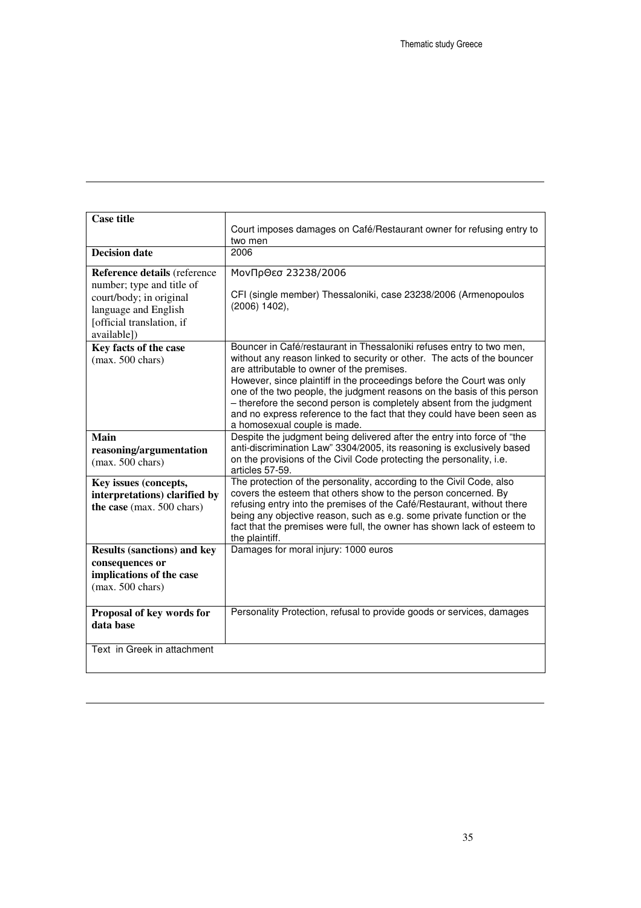| **Case title** | Court imposes damages on Café/Restaurant owner for refusing entry to two men |
|---|---|
| **Decision date** | 2006 |
| **Reference details** (reference number; type and title of court/body; in original language and English [official translation, if available]) | ΜονΠρΘεσ 23238/2006<br><br>CFI (single member) Thessaloniki, case 23238/2006 (Armenopoulos (2006) 1402), |
| **Key facts of the case** (max. 500 chars) | Bouncer in Café/restaurant in Thessaloniki refuses entry to two men, without any reason linked to security or other. The acts of the bouncer are attributable to owner of the premises.<br>However, since plaintiff in the proceedings before the Court was only one of the two people, the judgment reasons on the basis of this person – therefore the second person is completely absent from the judgment and no express reference to the fact that they could have been seen as a homosexual couple is made. |
| **Main reasoning/argumentation** (max. 500 chars) | Despite the judgment being delivered after the entry into force of "the anti-discrimination Law" 3304/2005, its reasoning is exclusively based on the provisions of the Civil Code protecting the personality, i.e. articles 57-59. |
| **Key issues (concepts, interpretations) clarified by the case** (max. 500 chars) | The protection of the personality, according to the Civil Code, also covers the esteem that others show to the person concerned. By refusing entry into the premises of the Café/Restaurant, without there being any objective reason, such as e.g. some private function or the fact that the premises were full, the owner has shown lack of esteem to the plaintiff. |
| **Results (sanctions) and key consequences or implications of the case** (max. 500 chars) | Damages for moral injury: 1000 euros |
| **Proposal of key words for data base** | Personality Protection, refusal to provide goods or services, damages |
| Text in Greek in attachment | |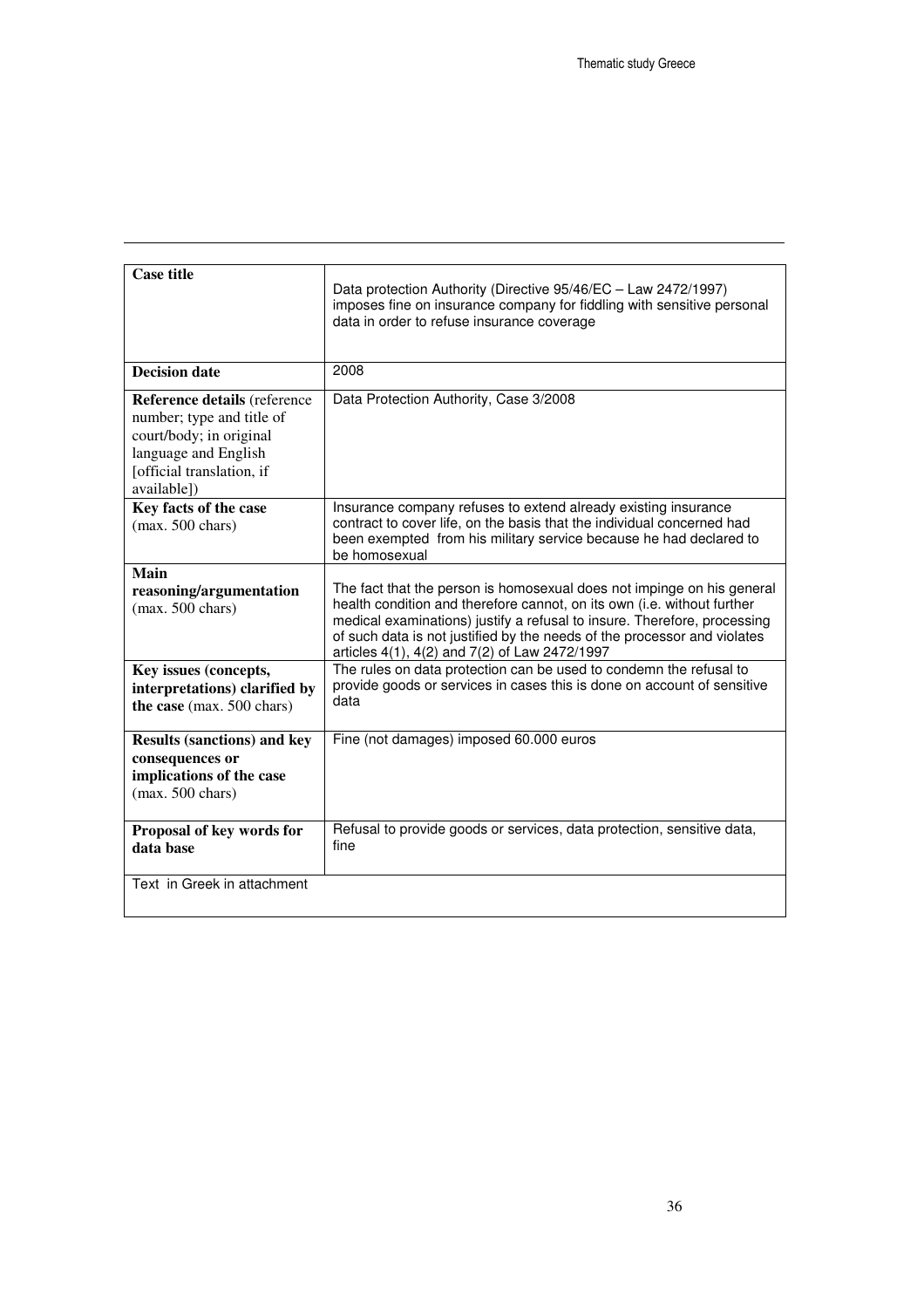| Case title | Data protection Authority (Directive 95/46/EC – Law 2472/1997) imposes fine on insurance company for fiddling with sensitive personal data in order to refuse insurance coverage |
|---|---|
| **Decision date** | 2008 |
| **Reference details** (reference number; type and title of court/body; in original language and English [official translation, if available]) | Data Protection Authority, Case 3/2008 |
| **Key facts of the case** (max. 500 chars) | Insurance company refuses to extend already existing insurance contract to cover life, on the basis that the individual concerned had been exempted from his military service because he had declared to be homosexual |
| **Main reasoning/argumentation** (max. 500 chars) | The fact that the person is homosexual does not impinge on his general health condition and therefore cannot, on its own (i.e. without further medical examinations) justify a refusal to insure. Therefore, processing of such data is not justified by the needs of the processor and violates articles 4(1), 4(2) and 7(2) of Law 2472/1997 |
| **Key issues (concepts, interpretations) clarified by the case** (max. 500 chars) | The rules on data protection can be used to condemn the refusal to provide goods or services in cases this is done on account of sensitive data |
| **Results (sanctions) and key consequences or implications of the case** (max. 500 chars) | Fine (not damages) imposed 60.000 euros |
| **Proposal of key words for data base** | Refusal to provide goods or services, data protection, sensitive data, fine |
| Text in Greek in attachment | |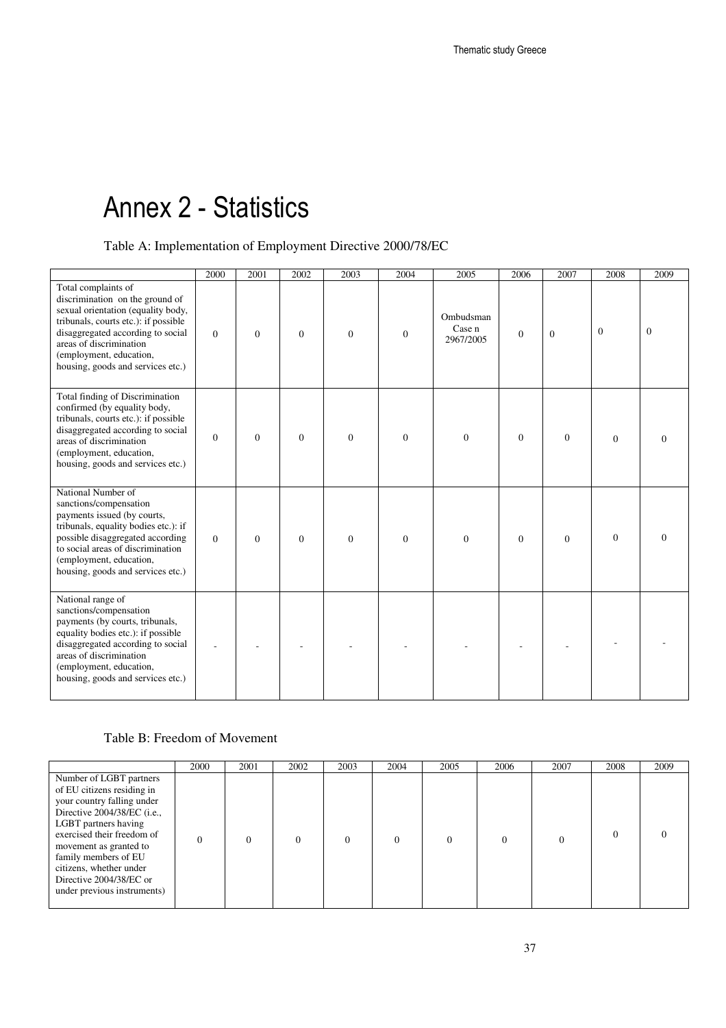# Annex 2 - Statistics

Table A: Implementation of Employment Directive 2000/78/EC

| | 2000 | 2001 | 2002 | 2003 | 2004 | 2005 | 2006 | 2007 | 2008 | 2009 |
|---|---|---|---|---|---|---|---|---|---|---|
| Total complaints of discrimination on the ground of sexual orientation (equality body, tribunals, courts etc.): if possible disaggregated according to social areas of discrimination (employment, education, housing, goods and services etc.) | 0 | 0 | 0 | 0 | 0 | Ombudsman Case n 2967/2005 | 0 | 0 | 0 | 0 |
| Total finding of Discrimination confirmed (by equality body, tribunals, courts etc.): if possible disaggregated according to social areas of discrimination (employment, education, housing, goods and services etc.) | 0 | 0 | 0 | 0 | 0 | 0 | 0 | 0 | 0 | 0 |
| National Number of sanctions/compensation payments issued (by courts, tribunals, equality bodies etc.): if possible disaggregated according to social areas of discrimination (employment, education, housing, goods and services etc.) | 0 | 0 | 0 | 0 | 0 | 0 | 0 | 0 | 0 | 0 |
| National range of sanctions/compensation payments (by courts, tribunals, equality bodies etc.): if possible disaggregated according to social areas of discrimination (employment, education, housing, goods and services etc.) | - | - | - | - | - | - | - | - | - | - |

Table B: Freedom of Movement

| | 2000 | 2001 | 2002 | 2003 | 2004 | 2005 | 2006 | 2007 | 2008 | 2009 |
|---|---|---|---|---|---|---|---|---|---|---|
| Number of LGBT partners of EU citizens residing in your country falling under Directive 2004/38/EC (i.e., LGBT partners having exercised their freedom of movement as granted to family members of EU citizens, whether under Directive 2004/38/EC or under previous instruments) | 0 | 0 | 0 | 0 | 0 | 0 | 0 | 0 | 0 | 0 |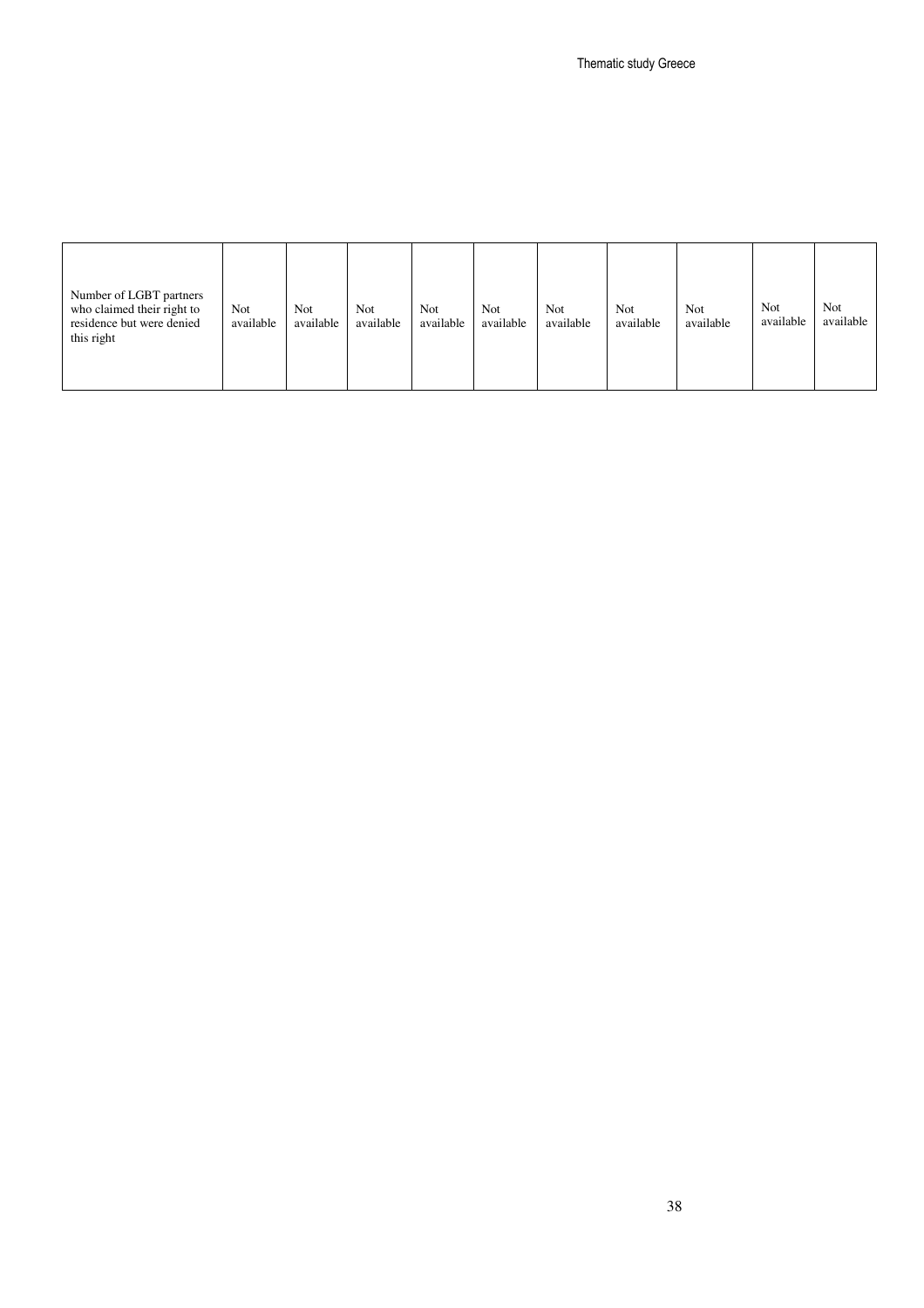| | | | | | | | | | | |
|---|---|---|---|---|---|---|---|---|---|---|
| Number of LGBT partners who claimed their right to residence but were denied this right | Not available | Not available | Not available | Not available | Not available | Not available | Not available | Not available | Not available | Not available |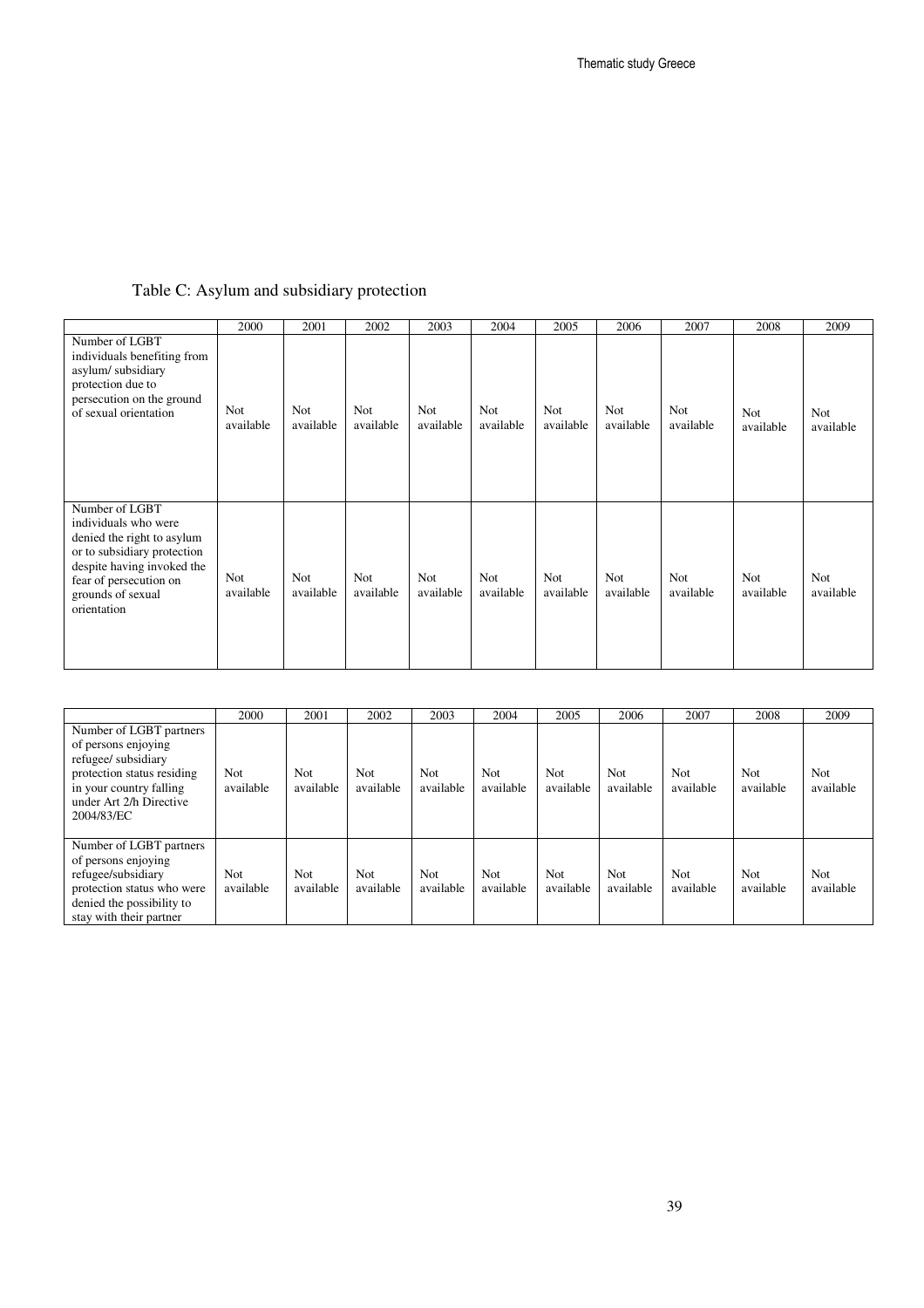Table C: Asylum and subsidiary protection

| | 2000 | 2001 | 2002 | 2003 | 2004 | 2005 | 2006 | 2007 | 2008 | 2009 |
|---|---|---|---|---|---|---|---|---|---|---|
| Number of LGBT individuals benefiting from asylum/ subsidiary protection due to persecution on the ground of sexual orientation | Not available | Not available | Not available | Not available | Not available | Not available | Not available | Not available | Not available | Not available |
| Number of LGBT individuals who were denied the right to asylum or to subsidiary protection despite having invoked the fear of persecution on grounds of sexual orientation | Not available | Not available | Not available | Not available | Not available | Not available | Not available | Not available | Not available | Not available |

| | 2000 | 2001 | 2002 | 2003 | 2004 | 2005 | 2006 | 2007 | 2008 | 2009 |
|---|---|---|---|---|---|---|---|---|---|---|
| Number of LGBT partners of persons enjoying refugee/ subsidiary protection status residing in your country falling under Art 2/h Directive 2004/83/EC | Not available | Not available | Not available | Not available | Not available | Not available | Not available | Not available | Not available | Not available |
| Number of LGBT partners of persons enjoying refugee/subsidiary protection status who were denied the possibility to stay with their partner | Not available | Not available | Not available | Not available | Not available | Not available | Not available | Not available | Not available | Not available |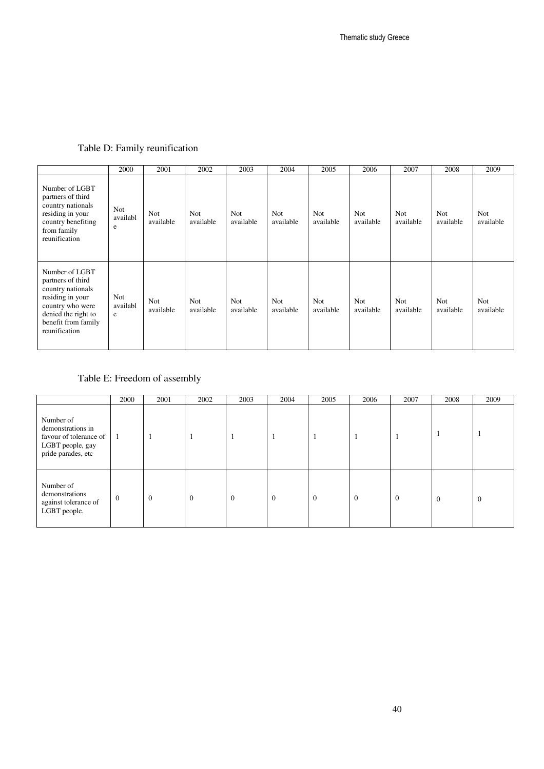Table D: Family reunification

| | 2000 | 2001 | 2002 | 2003 | 2004 | 2005 | 2006 | 2007 | 2008 | 2009 |
|---|---|---|---|---|---|---|---|---|---|---|
| Number of LGBT partners of third country nationals residing in your country benefiting from family reunification | Not available | Not available | Not available | Not available | Not available | Not available | Not available | Not available | Not available | Not available |
| Number of LGBT partners of third country nationals residing in your country who were denied the right to benefit from family reunification | Not available | Not available | Not available | Not available | Not available | Not available | Not available | Not available | Not available | Not available |

Table E: Freedom of assembly

| | 2000 | 2001 | 2002 | 2003 | 2004 | 2005 | 2006 | 2007 | 2008 | 2009 |
|---|---|---|---|---|---|---|---|---|---|---|
| Number of demonstrations in favour of tolerance of LGBT people, gay pride parades, etc | 1 | 1 | 1 | 1 | 1 | 1 | 1 | 1 | 1 | 1 |
| Number of demonstrations against tolerance of LGBT people. | 0 | 0 | 0 | 0 | 0 | 0 | 0 | 0 | 0 | 0 |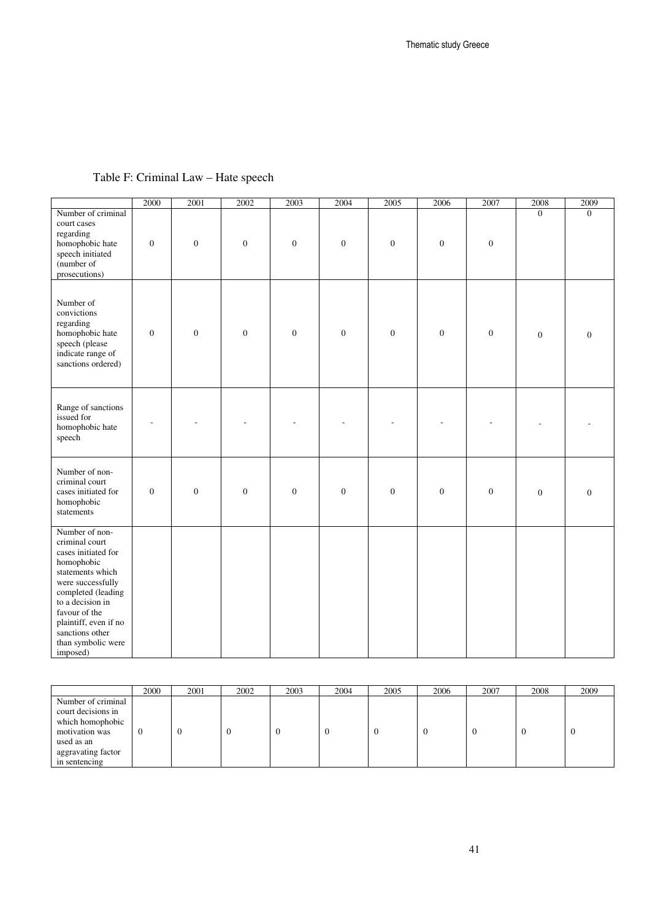Table F: Criminal Law – Hate speech

| | 2000 | 2001 | 2002 | 2003 | 2004 | 2005 | 2006 | 2007 | 2008 | 2009 |
|---|---|---|---|---|---|---|---|---|---|---|
| Number of criminal court cases regarding homophobic hate speech initiated (number of prosecutions) | 0 | 0 | 0 | 0 | 0 | 0 | 0 | 0 | 0 | 0 |
| Number of convictions regarding homophobic hate speech (please indicate range of sanctions ordered) | 0 | 0 | 0 | 0 | 0 | 0 | 0 | 0 | 0 | 0 |
| Range of sanctions issued for homophobic hate speech | - | - | - | - | - | - | - | - | - | - |
| Number of non-criminal court cases initiated for homophobic statements | 0 | 0 | 0 | 0 | 0 | 0 | 0 | 0 | 0 | 0 |
| Number of non-criminal court cases initiated for homophobic statements which were successfully completed (leading to a decision in favour of the plaintiff, even if no sanctions other than symbolic were imposed) | | | | | | | | | | |

| | 2000 | 2001 | 2002 | 2003 | 2004 | 2005 | 2006 | 2007 | 2008 | 2009 |
|---|---|---|---|---|---|---|---|---|---|---|
| Number of criminal court decisions in which homophobic motivation was used as an aggravating factor in sentencing | 0 | 0 | 0 | 0 | 0 | 0 | 0 | 0 | 0 | 0 |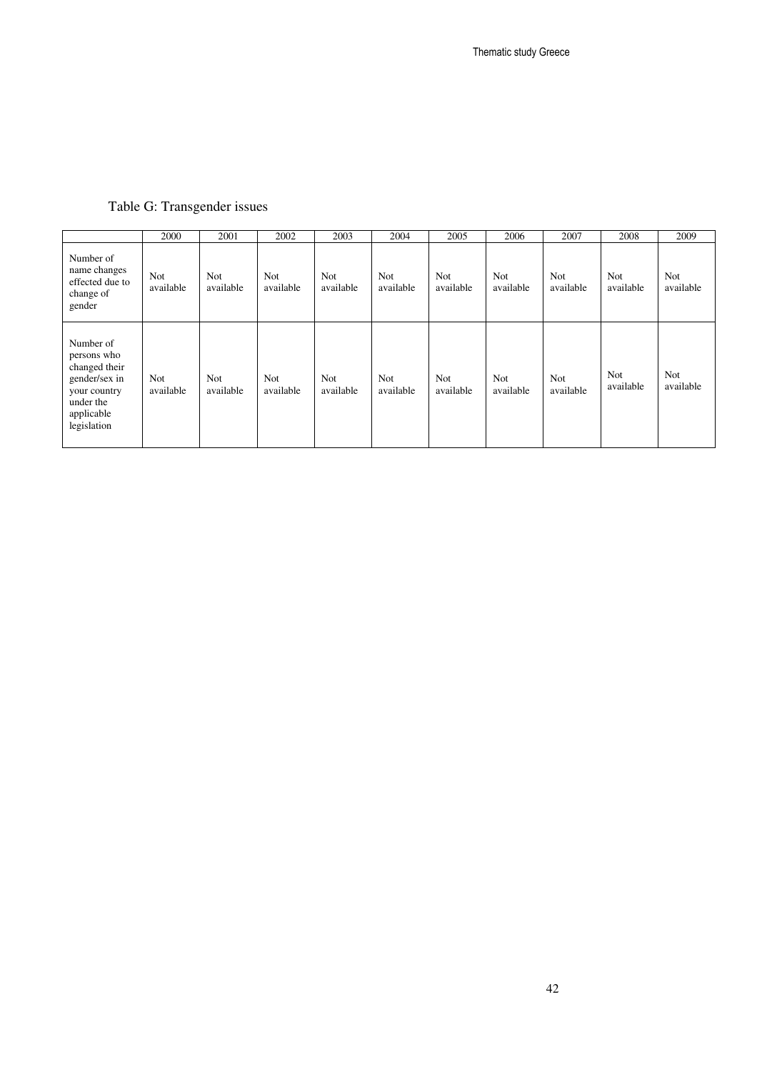Table G: Transgender issues

| | 2000 | 2001 | 2002 | 2003 | 2004 | 2005 | 2006 | 2007 | 2008 | 2009 |
|---|---|---|---|---|---|---|---|---|---|---|
| Number of name changes effected due to change of gender | Not available | Not available | Not available | Not available | Not available | Not available | Not available | Not available | Not available | Not available |
| Number of persons who changed their gender/sex in your country under the applicable legislation | Not available | Not available | Not available | Not available | Not available | Not available | Not available | Not available | Not available | Not available |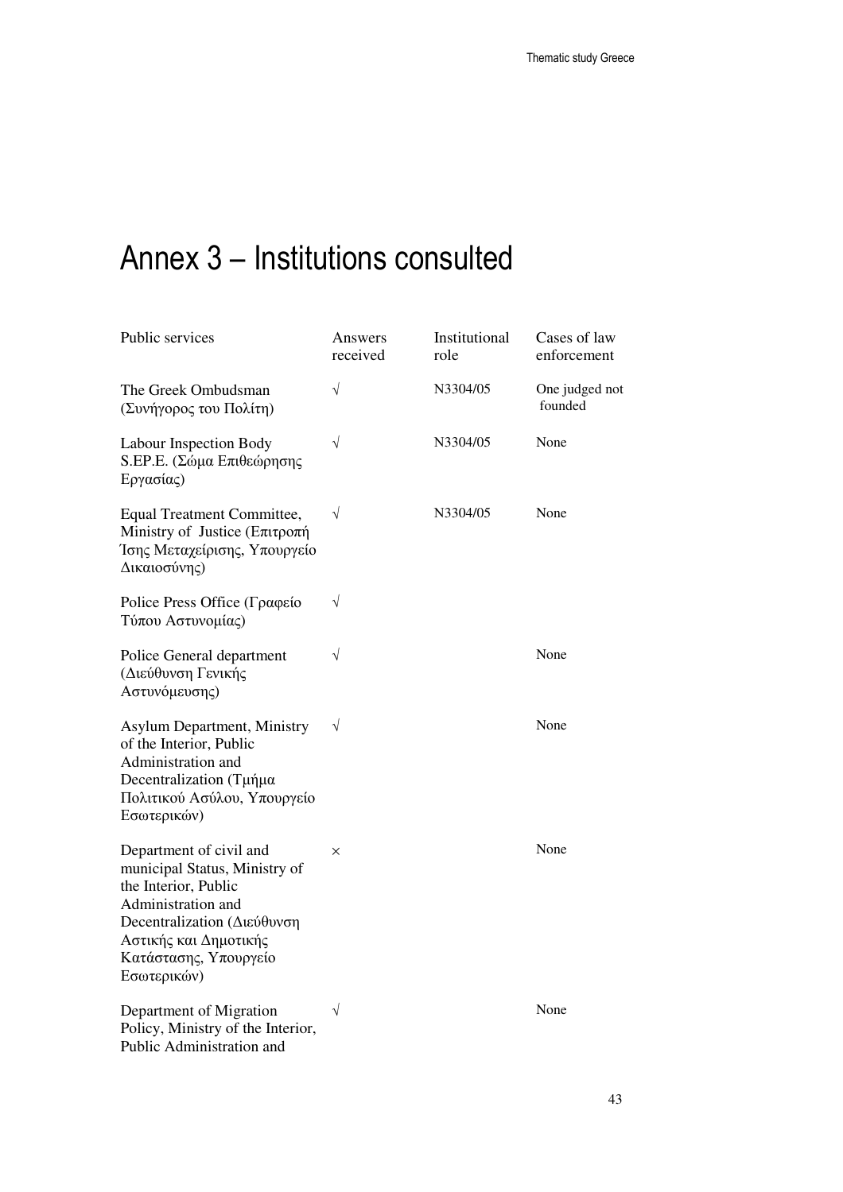# Annex 3 – Institutions consulted

| Public services | Answers received | Institutional role | Cases of law enforcement |
|---|---|---|---|
| The Greek Ombudsman (Συνήγορος του Πολίτη) | √ | N3304/05 | One judged not founded |
| Labour Inspection Body S.EP.E. (Σώμα Επιθεώρησης Εργασίας) | √ | N3304/05 | None |
| Equal Treatment Committee, Ministry of Justice (Επιτροπή Ίσης Μεταχείρισης, Υπουργείο Δικαιοσύνης) | √ | N3304/05 | None |
| Police Press Office (Γραφείο Τύπου Αστυνομίας) | √ | | |
| Police General department (Διεύθυνση Γενικής Αστυνόμευσης) | √ | | None |
| Asylum Department, Ministry of the Interior, Public Administration and Decentralization (Τμήμα Πολιτικού Ασύλου, Υπουργείο Εσωτερικών) | √ | | None |
| Department of civil and municipal Status, Ministry of the Interior, Public Administration and Decentralization (Διεύθυνση Αστικής και Δημοτικής Κατάστασης, Υπουργείο Εσωτερικών) | × | | None |
| Department of Migration Policy, Ministry of the Interior, Public Administration and | √ | | None |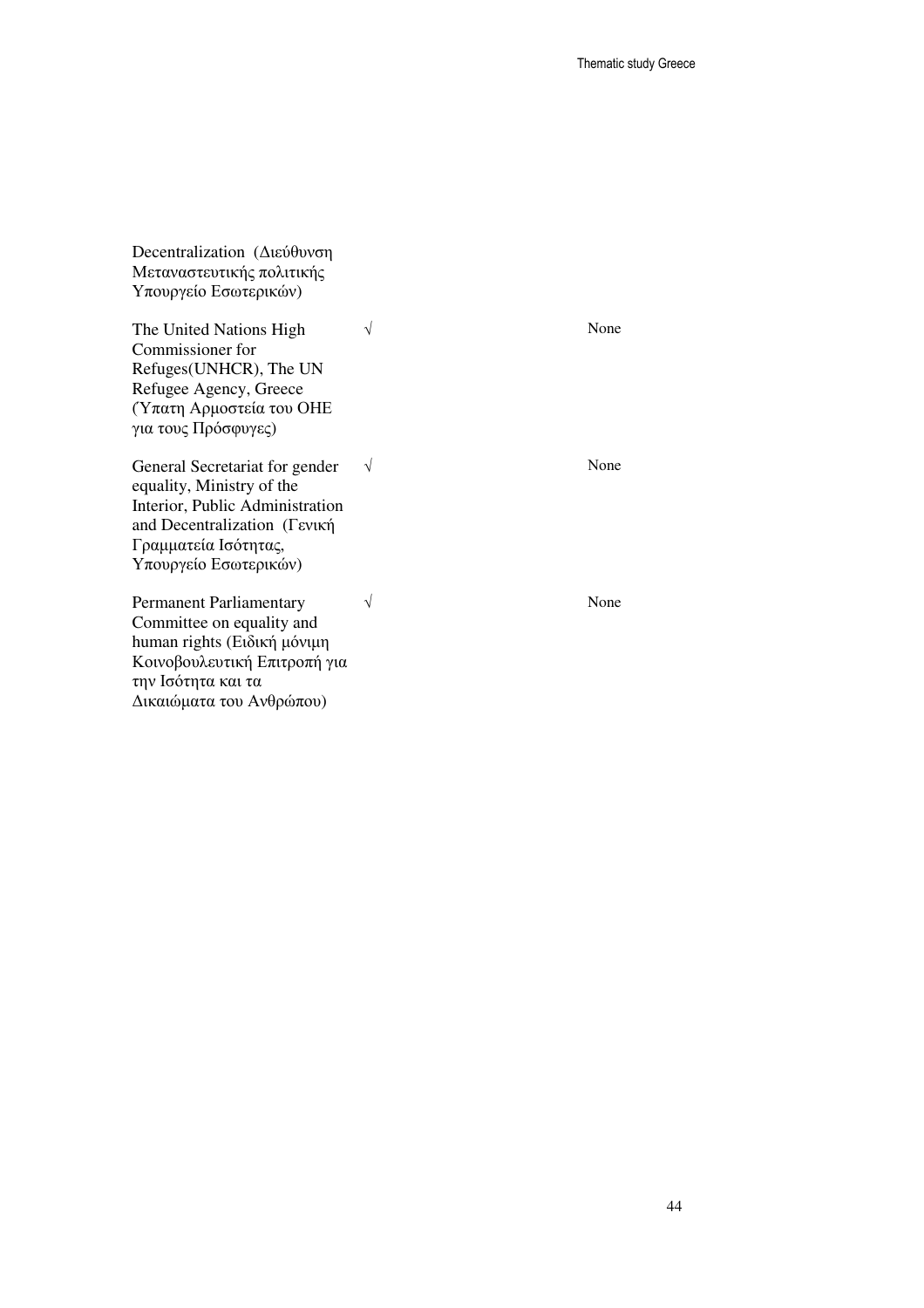| | | |
|---|---|---|
| Decentralization (Διεύθυνση Μεταναστευτικής πολιτικής Υπουργείο Εσωτερικών) | | |
| The United Nations High Commissioner for Refuges(UNHCR), The UN Refugee Agency, Greece (Ύπατη Αρμοστεία του ΟΗΕ για τους Πρόσφυγες) | √ | None |
| General Secretariat for gender equality, Ministry of the Interior, Public Administration and Decentralization (Γενική Γραμματεία Ισότητας, Υπουργείο Εσωτερικών) | √ | None |
| Permanent Parliamentary Committee on equality and human rights (Ειδική μόνιμη Κοινοβουλευτική Επιτροπή για την Ισότητα και τα Δικαιώματα του Ανθρώπου) | √ | None |